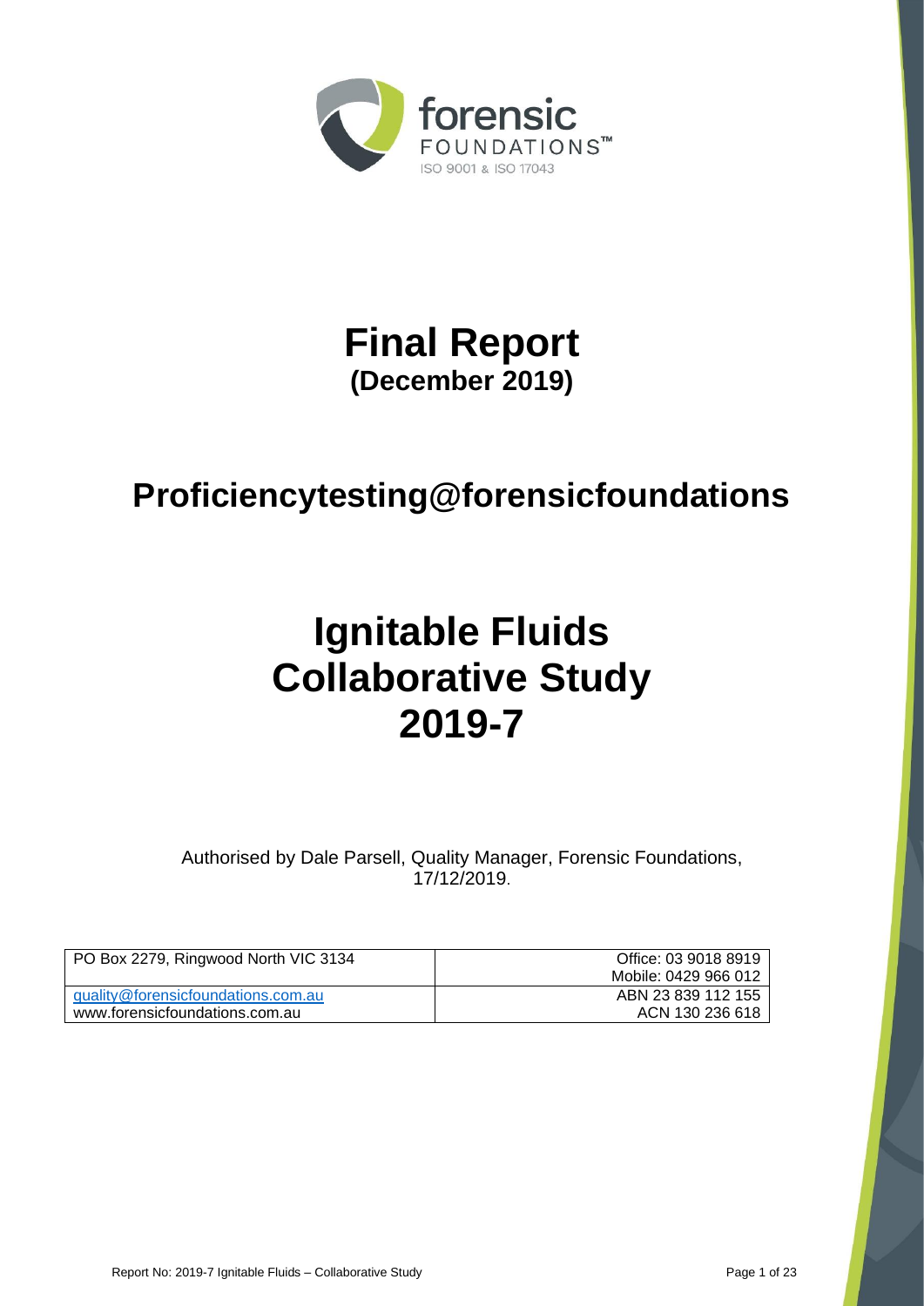forensic
FOUNDATIONS™
ISO 9001 & ISO 17043

# Final Report
## (December 2019)

## Proficiencytesting@forensicfoundations

# Ignitable Fluids Collaborative Study 2019-7

Authorised by Dale Parsell, Quality Manager, Forensic Foundations, 17/12/2019.

| | |
|---|---|
| PO Box 2279, Ringwood North VIC 3134 | Office: 03 9018 8919<br>Mobile: 0429 966 012 |
| quality@forensicfoundations.com.au<br>www.forensicfoundations.com.au | ABN 23 839 112 155<br>ACN 130 236 618 |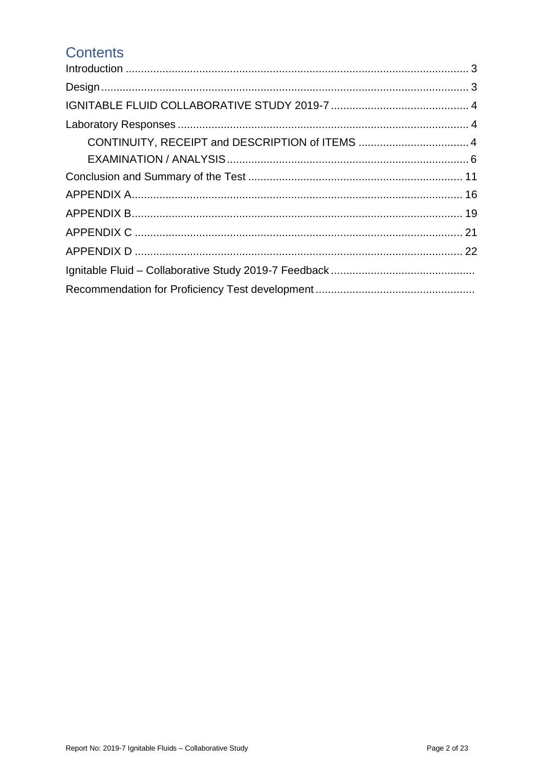# Contents

Introduction ................................................................................................................ 3

Design........................................................................................................................ 3

IGNITABLE FLUID COLLABORATIVE STUDY 2019-7 ............................................. 4

Laboratory Responses .............................................................................................. 4

CONTINUITY, RECEIPT and DESCRIPTION of ITEMS .................................... 4

EXAMINATION / ANALYSIS.............................................................................. 6

Conclusion and Summary of the Test ..................................................................... 11

APPENDIX A........................................................................................................... 16

APPENDIX B........................................................................................................... 19

APPENDIX C .......................................................................................................... 21

APPENDIX D .......................................................................................................... 22

Ignitable Fluid – Collaborative Study 2019-7 Feedback ...............................................

Recommendation for Proficiency Test development ....................................................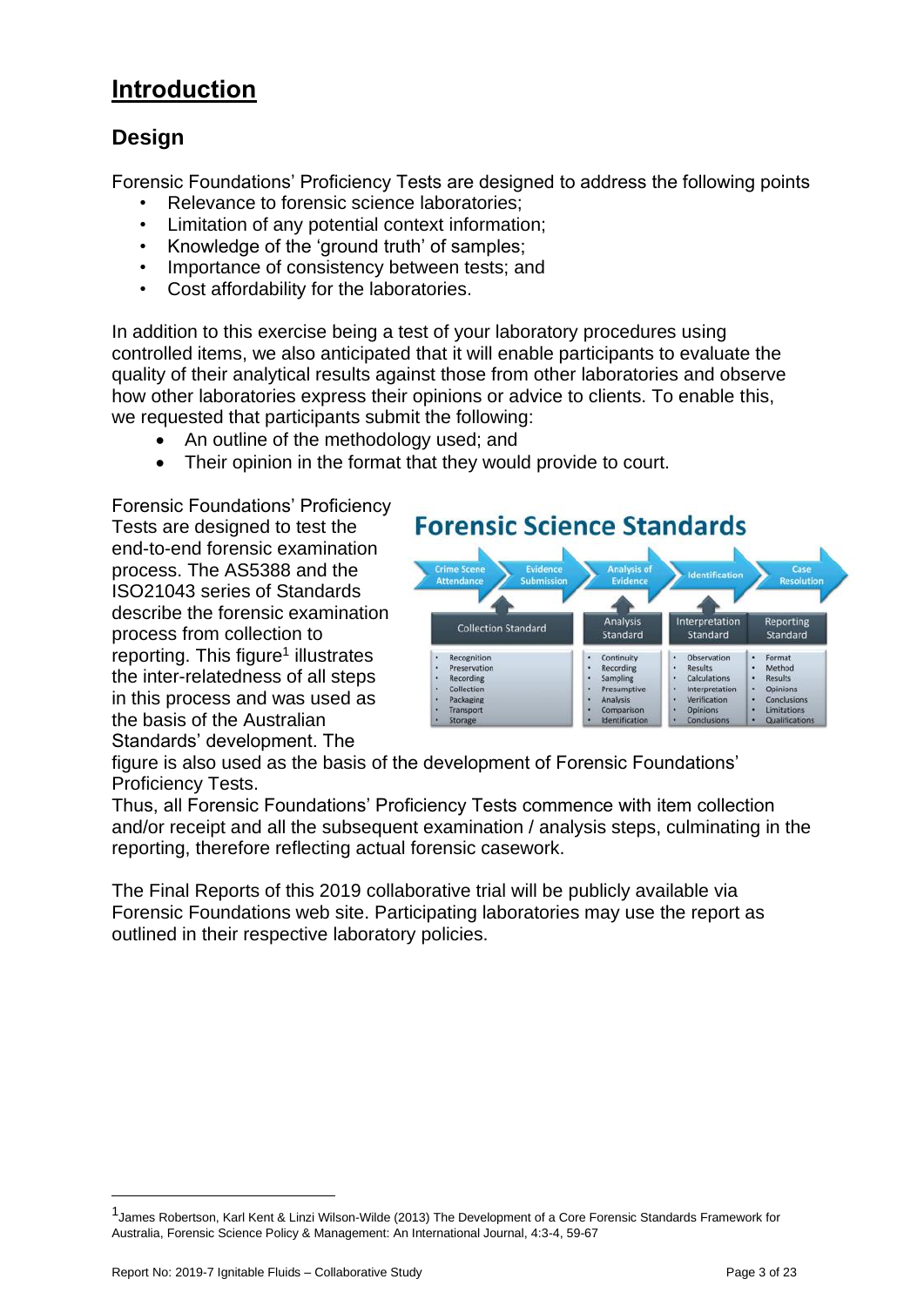# Introduction

## Design

Forensic Foundations' Proficiency Tests are designed to address the following points

- Relevance to forensic science laboratories;
- Limitation of any potential context information;
- Knowledge of the 'ground truth' of samples;
- Importance of consistency between tests; and
- Cost affordability for the laboratories.

In addition to this exercise being a test of your laboratory procedures using controlled items, we also anticipated that it will enable participants to evaluate the quality of their analytical results against those from other laboratories and observe how other laboratories express their opinions or advice to clients. To enable this, we requested that participants submit the following:

- An outline of the methodology used; and
- Their opinion in the format that they would provide to court.

Forensic Foundations' Proficiency Tests are designed to test the end-to-end forensic examination process. The AS5388 and the ISO21043 series of Standards describe the forensic examination process from collection to reporting. This figure[1] illustrates the inter-relatedness of all steps in this process and was used as the basis of the Australian Standards' development. The figure is also used as the basis of the development of Forensic Foundations' Proficiency Tests.

Forensic Science Standards

Crime Scene Attendance
Evidence Submission
Analysis of Evidence
Identification
Case Resolution

Collection Standard
- Recognition
- Preservation
- Recording
- Collection
- Packaging
- Transport
- Storage

Analysis Standard
- Continuity
- Recording
- Sampling
- Presumptive
- Analysis
- Comparison
- Identification

Interpretation Standard
- Observation
- Results
- Calculations
- Interpretation
- Verification
- Opinions
- Conclusions

Reporting Standard
- Format
- Method
- Results
- Opinions
- Conclusions
- Limitations
- Qualifications

Thus, all Forensic Foundations' Proficiency Tests commence with item collection and/or receipt and all the subsequent examination / analysis steps, culminating in the reporting, therefore reflecting actual forensic casework.

The Final Reports of this 2019 collaborative trial will be publicly available via Forensic Foundations web site. Participating laboratories may use the report as outlined in their respective laboratory policies.

[1] James Robertson, Karl Kent & Linzi Wilson-Wilde (2013) The Development of a Core Forensic Standards Framework for Australia, Forensic Science Policy & Management: An International Journal, 4:3-4, 59-67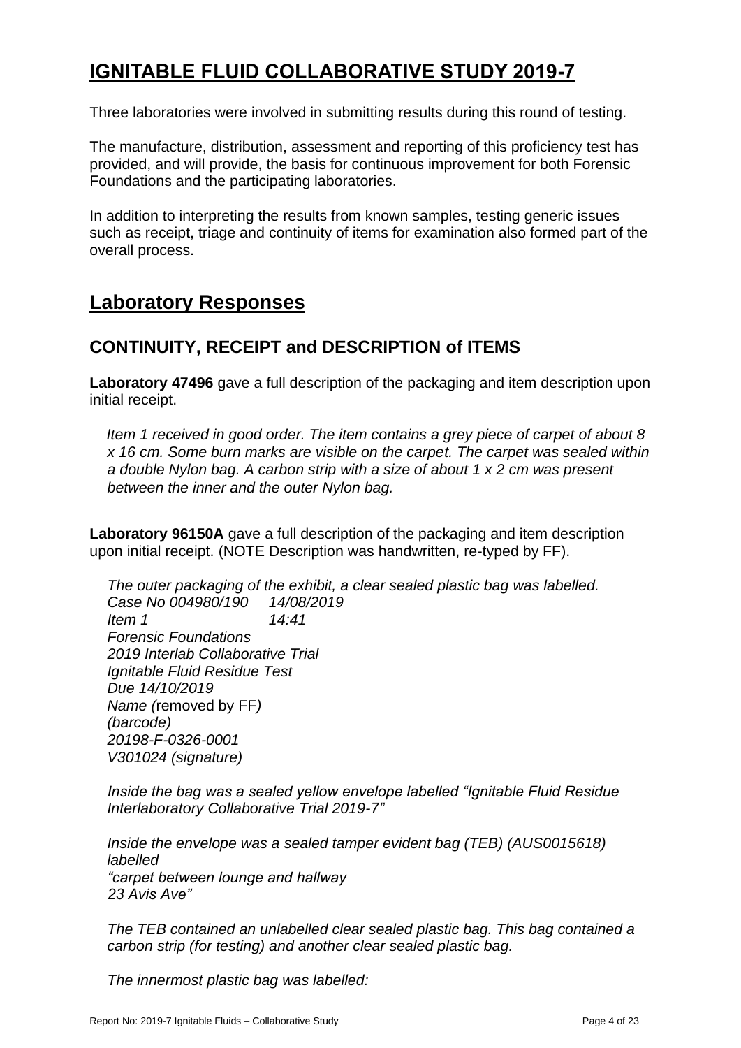# IGNITABLE FLUID COLLABORATIVE STUDY 2019-7

Three laboratories were involved in submitting results during this round of testing.

The manufacture, distribution, assessment and reporting of this proficiency test has provided, and will provide, the basis for continuous improvement for both Forensic Foundations and the participating laboratories.

In addition to interpreting the results from known samples, testing generic issues such as receipt, triage and continuity of items for examination also formed part of the overall process.

# Laboratory Responses

## CONTINUITY, RECEIPT and DESCRIPTION of ITEMS

**Laboratory 47496** gave a full description of the packaging and item description upon initial receipt.

> *Item 1 received in good order. The item contains a grey piece of carpet of about 8 x 16 cm. Some burn marks are visible on the carpet. The carpet was sealed within a double Nylon bag. A carbon strip with a size of about 1 x 2 cm was present between the inner and the outer Nylon bag.*

**Laboratory 96150A** gave a full description of the packaging and item description upon initial receipt. (NOTE Description was handwritten, re-typed by FF).

> *The outer packaging of the exhibit, a clear sealed plastic bag was labelled.*
> *Case No 004980/190 14/08/2019*
> *Item 1 14:41*
> *Forensic Foundations*
> *2019 Interlab Collaborative Trial*
> *Ignitable Fluid Residue Test*
> *Due 14/10/2019*
> *Name (*removed by FF*)*
> *(barcode)*
> *20198-F-0326-0001*
> *V301024 (signature)*
>
> *Inside the bag was a sealed yellow envelope labelled "Ignitable Fluid Residue Interlaboratory Collaborative Trial 2019-7"*
>
> *Inside the envelope was a sealed tamper evident bag (TEB) (AUS0015618) labelled*
> *"carpet between lounge and hallway*
> *23 Avis Ave"*
>
> *The TEB contained an unlabelled clear sealed plastic bag. This bag contained a carbon strip (for testing) and another clear sealed plastic bag.*
>
> *The innermost plastic bag was labelled:*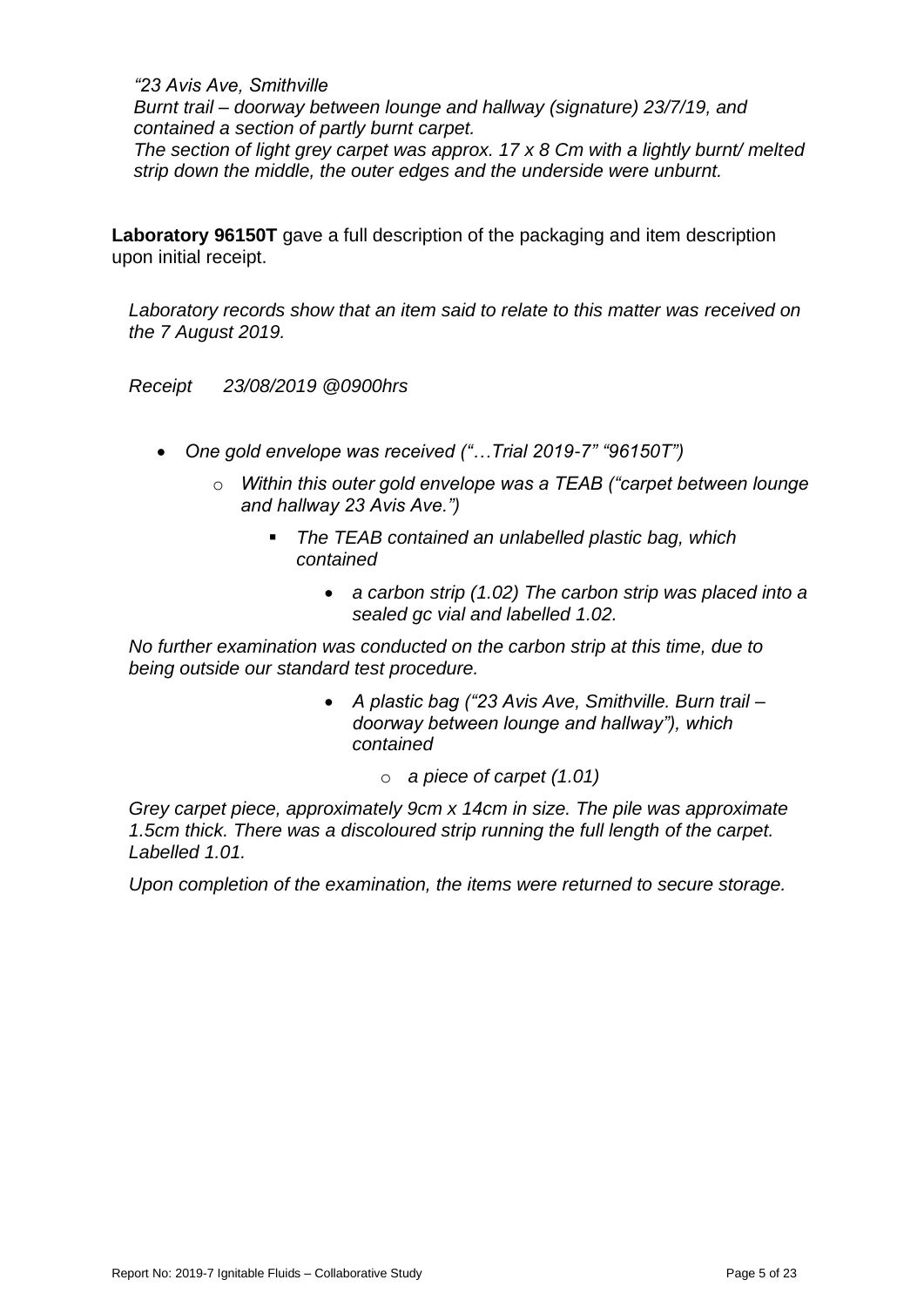*"23 Avis Ave, Smithville*
*Burnt trail – doorway between lounge and hallway (signature) 23/7/19, and contained a section of partly burnt carpet.*
*The section of light grey carpet was approx. 17 x 8 Cm with a lightly burnt/ melted strip down the middle, the outer edges and the underside were unburnt.*

**Laboratory 96150T** gave a full description of the packaging and item description upon initial receipt.

*Laboratory records show that an item said to relate to this matter was received on the 7 August 2019.*

*Receipt 23/08/2019 @0900hrs*

- *One gold envelope was received ("…Trial 2019-7" "96150T")*
    - *Within this outer gold envelope was a TEAB ("carpet between lounge and hallway 23 Avis Ave.")*
        - *The TEAB contained an unlabelled plastic bag, which contained*
            - *a carbon strip (1.02) The carbon strip was placed into a sealed gc vial and labelled 1.02.*

*No further examination was conducted on the carbon strip at this time, due to being outside our standard test procedure.*

- *A plastic bag ("23 Avis Ave, Smithville. Burn trail – doorway between lounge and hallway"), which contained*
    - *a piece of carpet (1.01)*

*Grey carpet piece, approximately 9cm x 14cm in size. The pile was approximate 1.5cm thick. There was a discoloured strip running the full length of the carpet. Labelled 1.01.*

*Upon completion of the examination, the items were returned to secure storage.*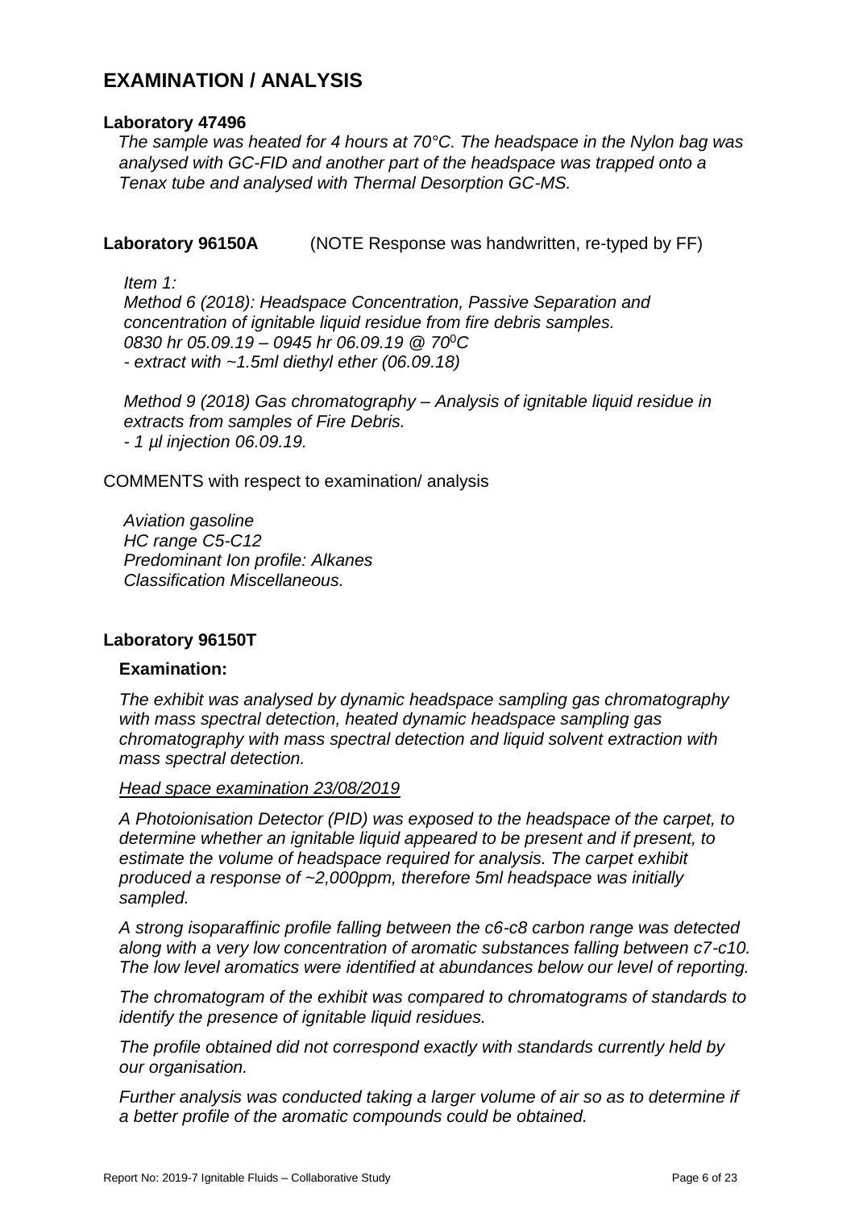## EXAMINATION / ANALYSIS

**Laboratory 47496**

*The sample was heated for 4 hours at 70°C. The headspace in the Nylon bag was analysed with GC-FID and another part of the headspace was trapped onto a Tenax tube and analysed with Thermal Desorption GC-MS.*

**Laboratory 96150A** (NOTE Response was handwritten, re-typed by FF)

*Item 1:*
*Method 6 (2018): Headspace Concentration, Passive Separation and concentration of ignitable liquid residue from fire debris samples.*
*0830 hr 05.09.19 – 0945 hr 06.09.19 @ 70$^0$C*
*- extract with ~1.5ml diethyl ether (06.09.18)*

*Method 9 (2018) Gas chromatography – Analysis of ignitable liquid residue in extracts from samples of Fire Debris.*
*- 1 µl injection 06.09.19.*

COMMENTS with respect to examination/ analysis

*Aviation gasoline*
*HC range C5-C12*
*Predominant Ion profile: Alkanes*
*Classification Miscellaneous.*

**Laboratory 96150T**

**Examination:**

*The exhibit was analysed by dynamic headspace sampling gas chromatography with mass spectral detection, heated dynamic headspace sampling gas chromatography with mass spectral detection and liquid solvent extraction with mass spectral detection.*

*Head space examination 23/08/2019*

*A Photoionisation Detector (PID) was exposed to the headspace of the carpet, to determine whether an ignitable liquid appeared to be present and if present, to estimate the volume of headspace required for analysis. The carpet exhibit produced a response of ~2,000ppm, therefore 5ml headspace was initially sampled.*

*A strong isoparaffinic profile falling between the c6-c8 carbon range was detected along with a very low concentration of aromatic substances falling between c7-c10. The low level aromatics were identified at abundances below our level of reporting.*

*The chromatogram of the exhibit was compared to chromatograms of standards to identify the presence of ignitable liquid residues.*

*The profile obtained did not correspond exactly with standards currently held by our organisation.*

*Further analysis was conducted taking a larger volume of air so as to determine if a better profile of the aromatic compounds could be obtained.*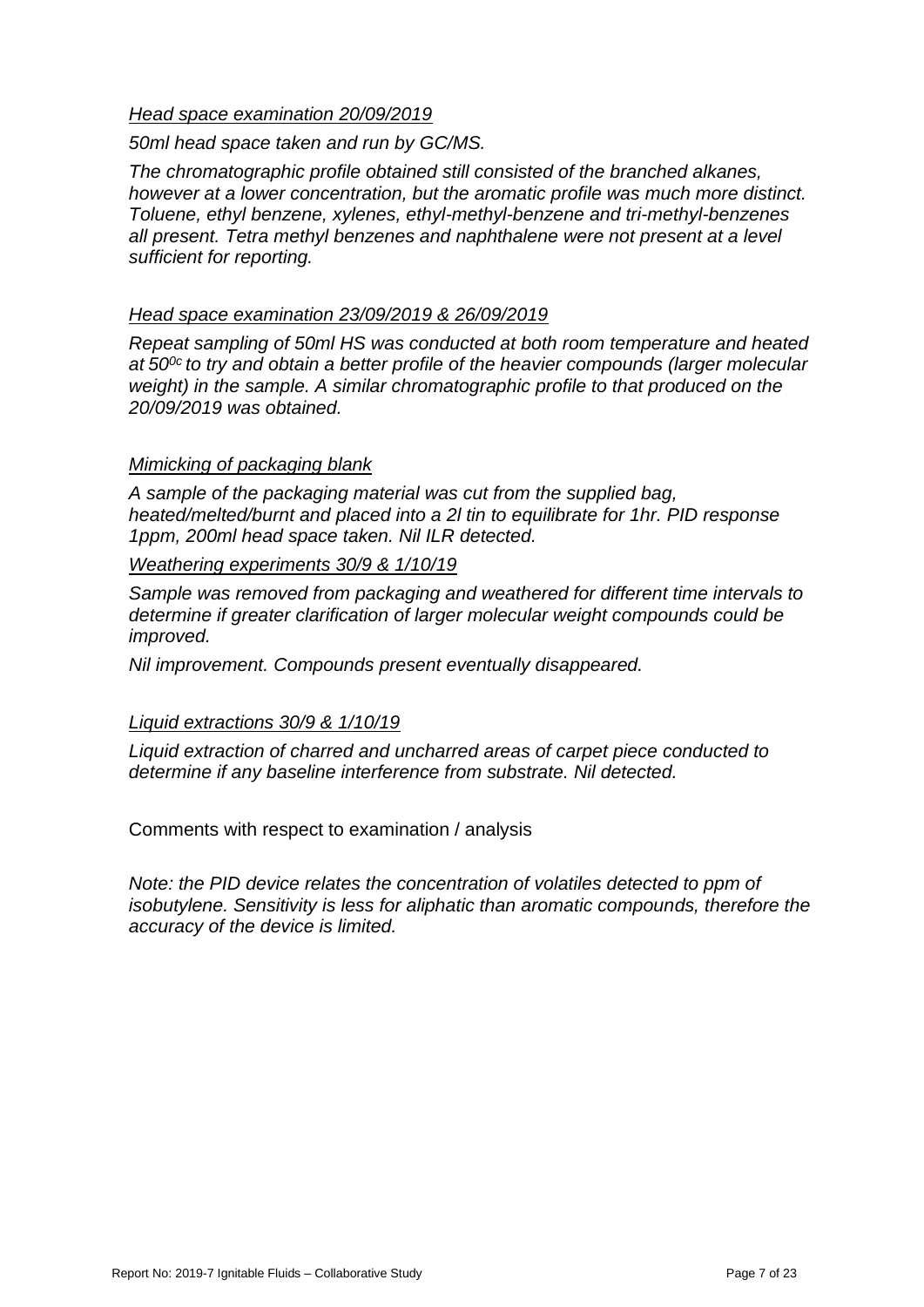*Head space examination 20/09/2019*

*50ml head space taken and run by GC/MS.*

*The chromatographic profile obtained still consisted of the branched alkanes, however at a lower concentration, but the aromatic profile was much more distinct. Toluene, ethyl benzene, xylenes, ethyl-methyl-benzene and tri-methyl-benzenes all present. Tetra methyl benzenes and naphthalene were not present at a level sufficient for reporting.*

*Head space examination 23/09/2019 & 26/09/2019*

*Repeat sampling of 50ml HS was conducted at both room temperature and heated at $50^{0c}$ to try and obtain a better profile of the heavier compounds (larger molecular weight) in the sample. A similar chromatographic profile to that produced on the 20/09/2019 was obtained.*

*Mimicking of packaging blank*

*A sample of the packaging material was cut from the supplied bag, heated/melted/burnt and placed into a 2l tin to equilibrate for 1hr. PID response 1ppm, 200ml head space taken. Nil ILR detected.*

*Weathering experiments 30/9 & 1/10/19*

*Sample was removed from packaging and weathered for different time intervals to determine if greater clarification of larger molecular weight compounds could be improved.*

*Nil improvement. Compounds present eventually disappeared.*

*Liquid extractions 30/9 & 1/10/19*

*Liquid extraction of charred and uncharred areas of carpet piece conducted to determine if any baseline interference from substrate. Nil detected.*

Comments with respect to examination / analysis

*Note: the PID device relates the concentration of volatiles detected to ppm of isobutylene. Sensitivity is less for aliphatic than aromatic compounds, therefore the accuracy of the device is limited.*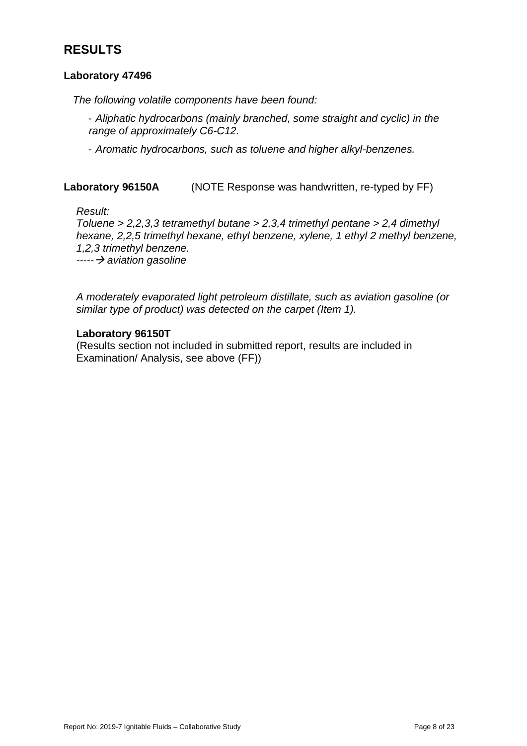## RESULTS

### Laboratory 47496

*The following volatile components have been found:*

- *Aliphatic hydrocarbons (mainly branched, some straight and cyclic) in the range of approximately C6-C12.*
- *Aromatic hydrocarbons, such as toluene and higher alkyl-benzenes.*

### Laboratory 96150A

(NOTE Response was handwritten, re-typed by FF)

*Result:*
*Toluene > 2,2,3,3 tetramethyl butane > 2,3,4 trimethyl pentane > 2,4 dimethyl hexane, 2,2,5 trimethyl hexane, ethyl benzene, xylene, 1 ethyl 2 methyl benzene, 1,2,3 trimethyl benzene.*
*-----→ aviation gasoline*

*A moderately evaporated light petroleum distillate, such as aviation gasoline (or similar type of product) was detected on the carpet (Item 1).*

### Laboratory 96150T

(Results section not included in submitted report, results are included in Examination/ Analysis, see above (FF))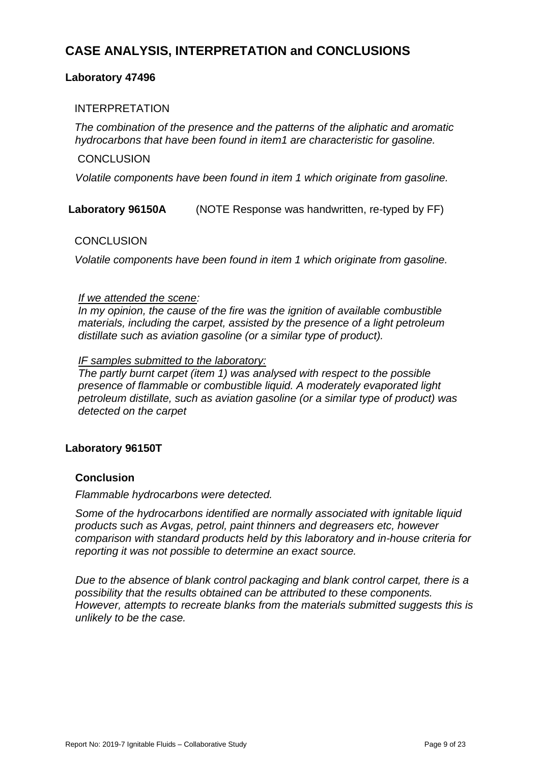## CASE ANALYSIS, INTERPRETATION and CONCLUSIONS

### Laboratory 47496

INTERPRETATION

*The combination of the presence and the patterns of the aliphatic and aromatic hydrocarbons that have been found in item1 are characteristic for gasoline.*

CONCLUSION

*Volatile components have been found in item 1 which originate from gasoline.*

### Laboratory 96150A (NOTE Response was handwritten, re-typed by FF)

CONCLUSION

*Volatile components have been found in item 1 which originate from gasoline.*

*If we attended the scene:*
*In my opinion, the cause of the fire was the ignition of available combustible materials, including the carpet, assisted by the presence of a light petroleum distillate such as aviation gasoline (or a similar type of product).*

*IF samples submitted to the laboratory:*
*The partly burnt carpet (item 1) was analysed with respect to the possible presence of flammable or combustible liquid. A moderately evaporated light petroleum distillate, such as aviation gasoline (or a similar type of product) was detected on the carpet*

### Laboratory 96150T

**Conclusion**

*Flammable hydrocarbons were detected.*

*Some of the hydrocarbons identified are normally associated with ignitable liquid products such as Avgas, petrol, paint thinners and degreasers etc, however comparison with standard products held by this laboratory and in-house criteria for reporting it was not possible to determine an exact source.*

*Due to the absence of blank control packaging and blank control carpet, there is a possibility that the results obtained can be attributed to these components. However, attempts to recreate blanks from the materials submitted suggests this is unlikely to be the case.*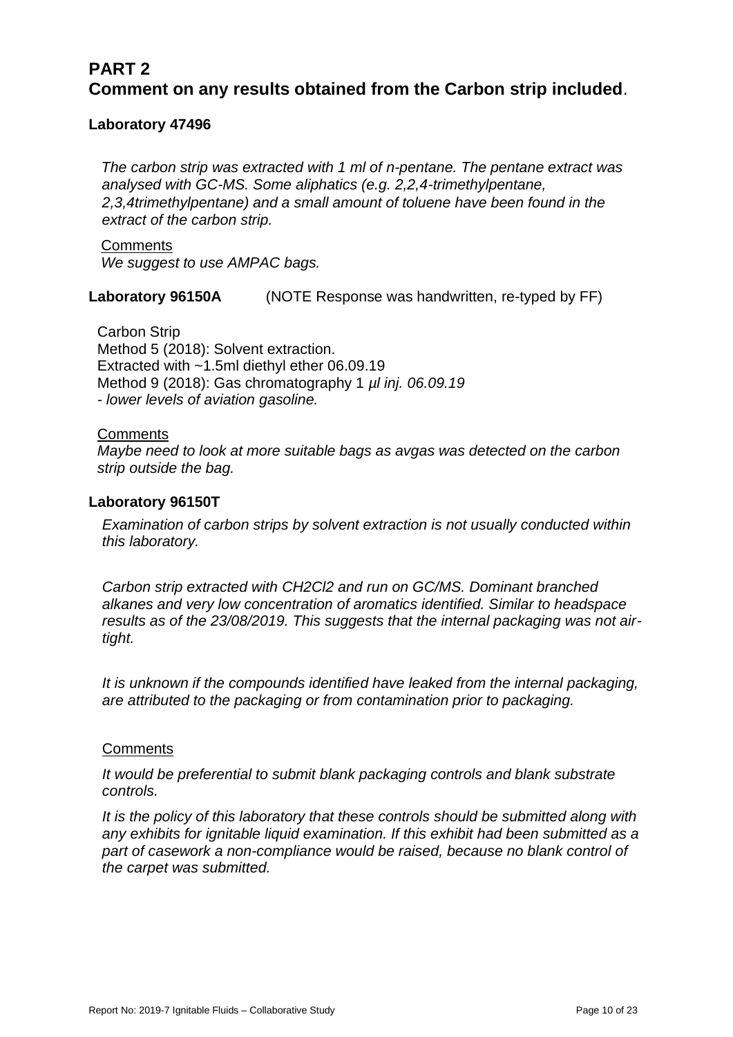# PART 2
# Comment on any results obtained from the Carbon strip included.

### Laboratory 47496

*The carbon strip was extracted with 1 ml of n-pentane. The pentane extract was analysed with GC-MS. Some aliphatics (e.g. 2,2,4-trimethylpentane, 2,3,4trimethylpentane) and a small amount of toluene have been found in the extract of the carbon strip.*

Comments
*We suggest to use AMPAC bags.*

**Laboratory 96150A** (NOTE Response was handwritten, re-typed by FF)

Carbon Strip
Method 5 (2018): Solvent extraction.
Extracted with ~1.5ml diethyl ether 06.09.19
Method 9 (2018): Gas chromatography 1 *μl inj. 06.09.19*
- *lower levels of aviation gasoline.*

Comments
*Maybe need to look at more suitable bags as avgas was detected on the carbon strip outside the bag.*

### Laboratory 96150T

*Examination of carbon strips by solvent extraction is not usually conducted within this laboratory.*

*Carbon strip extracted with $CH_2Cl_2$ and run on GC/MS. Dominant branched alkanes and very low concentration of aromatics identified. Similar to headspace results as of the 23/08/2019. This suggests that the internal packaging was not air-tight.*

*It is unknown if the compounds identified have leaked from the internal packaging, are attributed to the packaging or from contamination prior to packaging.*

Comments

*It would be preferential to submit blank packaging controls and blank substrate controls.*

*It is the policy of this laboratory that these controls should be submitted along with any exhibits for ignitable liquid examination. If this exhibit had been submitted as a part of casework a non-compliance would be raised, because no blank control of the carpet was submitted.*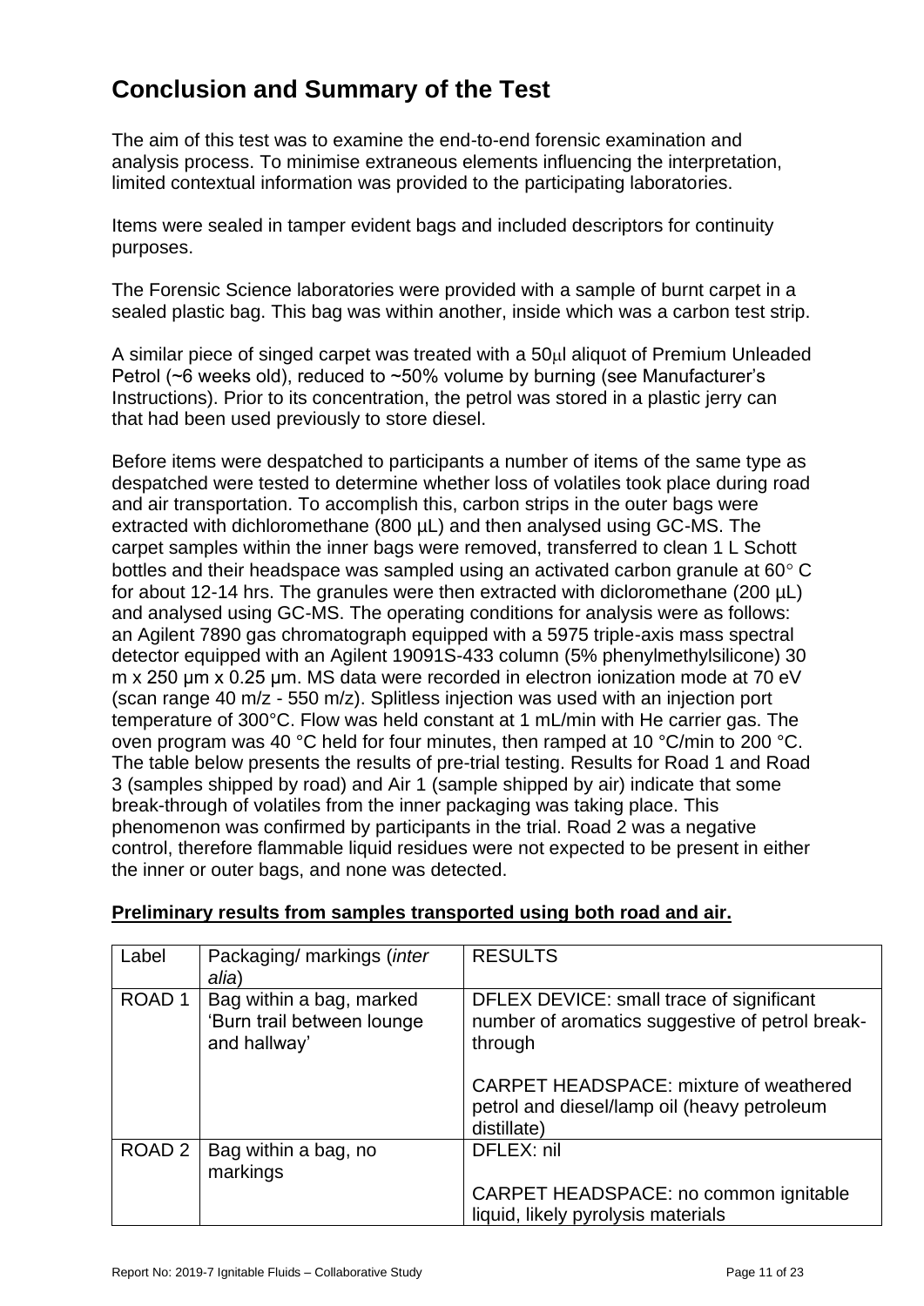## Conclusion and Summary of the Test

The aim of this test was to examine the end-to-end forensic examination and analysis process. To minimise extraneous elements influencing the interpretation, limited contextual information was provided to the participating laboratories.

Items were sealed in tamper evident bags and included descriptors for continuity purposes.

The Forensic Science laboratories were provided with a sample of burnt carpet in a sealed plastic bag. This bag was within another, inside which was a carbon test strip.

A similar piece of singed carpet was treated with a 50μl aliquot of Premium Unleaded Petrol (~6 weeks old), reduced to ~50% volume by burning (see Manufacturer's Instructions). Prior to its concentration, the petrol was stored in a plastic jerry can that had been used previously to store diesel.

Before items were despatched to participants a number of items of the same type as despatched were tested to determine whether loss of volatiles took place during road and air transportation. To accomplish this, carbon strips in the outer bags were extracted with dichloromethane (800 µL) and then analysed using GC-MS. The carpet samples within the inner bags were removed, transferred to clean 1 L Schott bottles and their headspace was sampled using an activated carbon granule at 60° C for about 12-14 hrs. The granules were then extracted with dicloromethane (200 µL) and analysed using GC-MS. The operating conditions for analysis were as follows: an Agilent 7890 gas chromatograph equipped with a 5975 triple-axis mass spectral detector equipped with an Agilent 19091S-433 column (5% phenylmethylsilicone) 30 m x 250 µm x 0.25 µm. MS data were recorded in electron ionization mode at 70 eV (scan range 40 m/z - 550 m/z). Splitless injection was used with an injection port temperature of 300°C. Flow was held constant at 1 mL/min with He carrier gas. The oven program was 40 °C held for four minutes, then ramped at 10 °C/min to 200 °C. The table below presents the results of pre-trial testing. Results for Road 1 and Road 3 (samples shipped by road) and Air 1 (sample shipped by air) indicate that some break-through of volatiles from the inner packaging was taking place. This phenomenon was confirmed by participants in the trial. Road 2 was a negative control, therefore flammable liquid residues were not expected to be present in either the inner or outer bags, and none was detected.

**Preliminary results from samples transported using both road and air.**

| Label | Packaging/ markings (*inter alia*) | RESULTS |
|---|---|---|
| ROAD 1 | Bag within a bag, marked 'Burn trail between lounge and hallway' | DFLEX DEVICE: small trace of significant number of aromatics suggestive of petrol break-through<br><br>CARPET HEADSPACE: mixture of weathered petrol and diesel/lamp oil (heavy petroleum distillate) |
| ROAD 2 | Bag within a bag, no markings | DFLEX: nil<br><br>CARPET HEADSPACE: no common ignitable liquid, likely pyrolysis materials |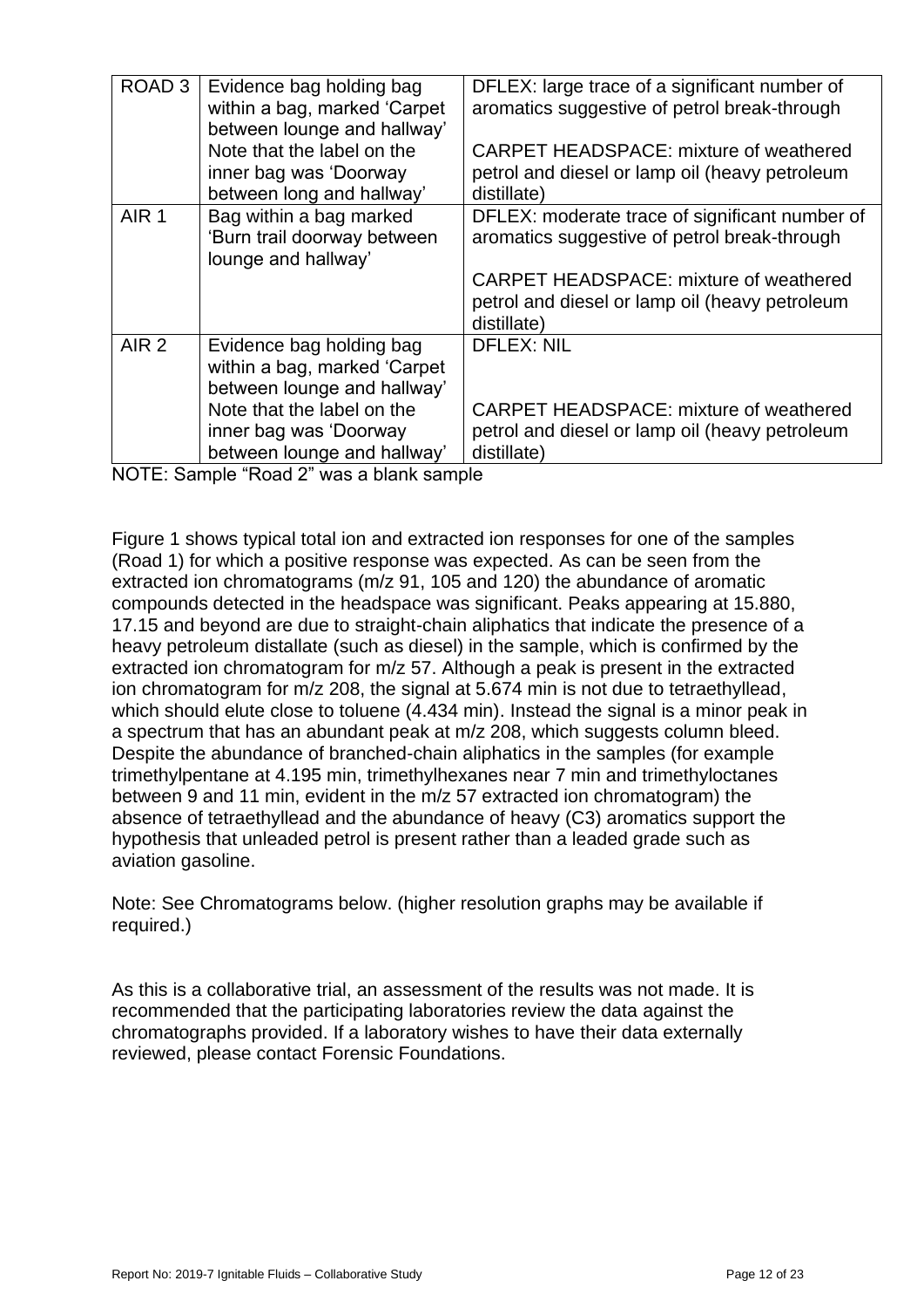| | | |
|---|---|---|
| ROAD 3 | Evidence bag holding bag within a bag, marked 'Carpet between lounge and hallway' Note that the label on the inner bag was 'Doorway between long and hallway' | DFLEX: large trace of a significant number of aromatics suggestive of petrol break-through<br><br>CARPET HEADSPACE: mixture of weathered petrol and diesel or lamp oil (heavy petroleum distillate) |
| AIR 1 | Bag within a bag marked 'Burn trail doorway between lounge and hallway' | DFLEX: moderate trace of significant number of aromatics suggestive of petrol break-through<br><br>CARPET HEADSPACE: mixture of weathered petrol and diesel or lamp oil (heavy petroleum distillate) |
| AIR 2 | Evidence bag holding bag within a bag, marked 'Carpet between lounge and hallway' Note that the label on the inner bag was 'Doorway between lounge and hallway' | DFLEX: NIL<br><br>CARPET HEADSPACE: mixture of weathered petrol and diesel or lamp oil (heavy petroleum distillate) |

NOTE: Sample "Road 2" was a blank sample

Figure 1 shows typical total ion and extracted ion responses for one of the samples (Road 1) for which a positive response was expected. As can be seen from the extracted ion chromatograms (m/z 91, 105 and 120) the abundance of aromatic compounds detected in the headspace was significant. Peaks appearing at 15.880, 17.15 and beyond are due to straight-chain aliphatics that indicate the presence of a heavy petroleum distallate (such as diesel) in the sample, which is confirmed by the extracted ion chromatogram for m/z 57. Although a peak is present in the extracted ion chromatogram for m/z 208, the signal at 5.674 min is not due to tetraethyllead, which should elute close to toluene (4.434 min). Instead the signal is a minor peak in a spectrum that has an abundant peak at m/z 208, which suggests column bleed. Despite the abundance of branched-chain aliphatics in the samples (for example trimethylpentane at 4.195 min, trimethylhexanes near 7 min and trimethyloctanes between 9 and 11 min, evident in the m/z 57 extracted ion chromatogram) the absence of tetraethyllead and the abundance of heavy (C3) aromatics support the hypothesis that unleaded petrol is present rather than a leaded grade such as aviation gasoline.

Note: See Chromatograms below. (higher resolution graphs may be available if required.)

As this is a collaborative trial, an assessment of the results was not made. It is recommended that the participating laboratories review the data against the chromatographs provided. If a laboratory wishes to have their data externally reviewed, please contact Forensic Foundations.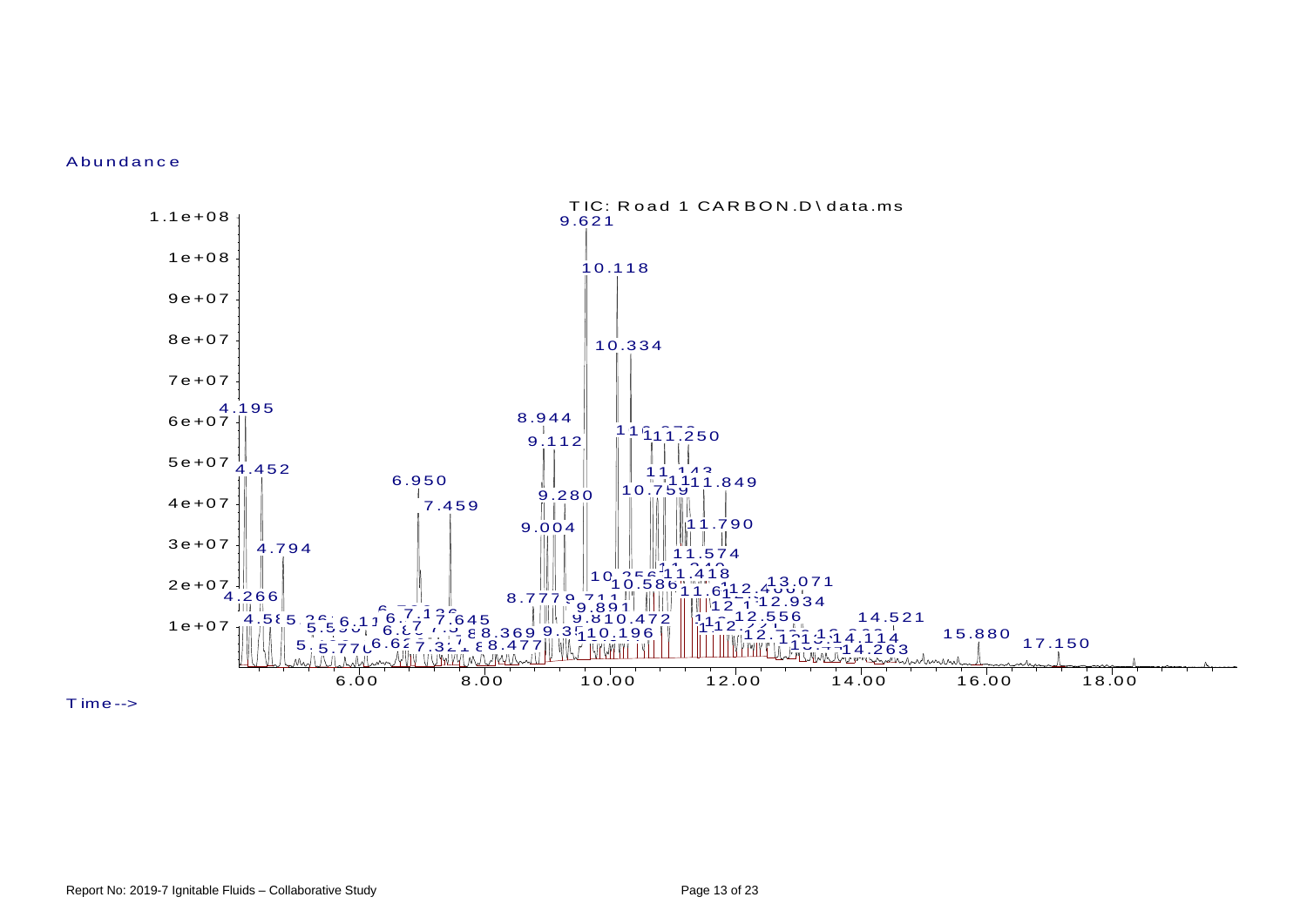Abundance

TIC: Road 1 CARBON.D\data.ms

1.1e+08
1e+08
9e+07
8e+07
7e+07
6e+07
5e+07
4e+07
3e+07
2e+07
1e+07

9.621
10.118
10.334
4.195
8.944
9.112
11.250
4.452
6.950
10.759
11.849
7.459
9.280
9.004
11.790
4.794
11.574
11.418
13.071
4.266
8.777
10.586
12.934
9.891
12.556
14.521
7.645
9.810
10.472
8.369
10.196
15.880
17.150
8.477
14.114
14.263

Time-->

6.00
8.00
10.00
12.00
14.00
16.00
18.00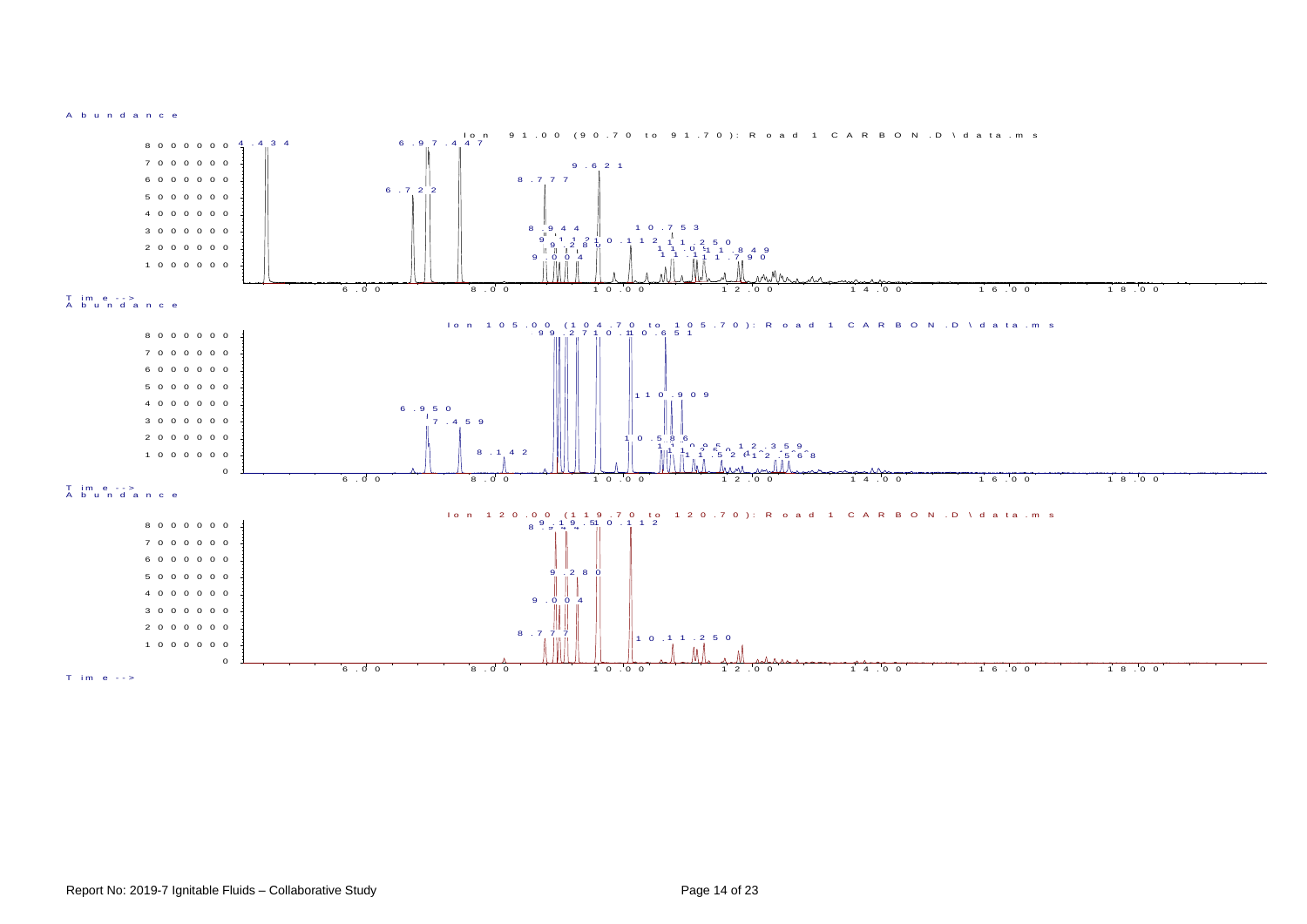Abundance

Ion 91.00 (90.70 to 91.70): Road 1 CARBON.D\data.ms

8000000
7000000
6000000
5000000
4000000
3000000
2000000
1000000

4.434
6.97
7.447
6.722
8.777
9.621
8.944
9.1
9.280
9.004
10.112
10.753
11.250
11.849
11.790

Time-->
6.00 8.00 10.00 12.00 14.00 16.00 18.00

Abundance

Ion 105.00 (104.70 to 105.70): Road 1 CARBON.D\data.ms

8000000
7000000
6000000
5000000
4000000
3000000
2000000
1000000
0

9.2710.110.651
10.909
6.950
7.459
8.142
10.586
12.359

Time-->
6.00 8.00 10.00 12.00 14.00 16.00 18.00

Abundance

Ion 120.00 (119.70 to 120.70): Road 1 CARBON.D\data.ms

8000000
7000000
6000000
5000000
4000000
3000000
2000000
1000000
0

9.19.510.112
9.280
9.004
8.777
10.11.250

Time-->
6.00 8.00 10.00 12.00 14.00 16.00 18.00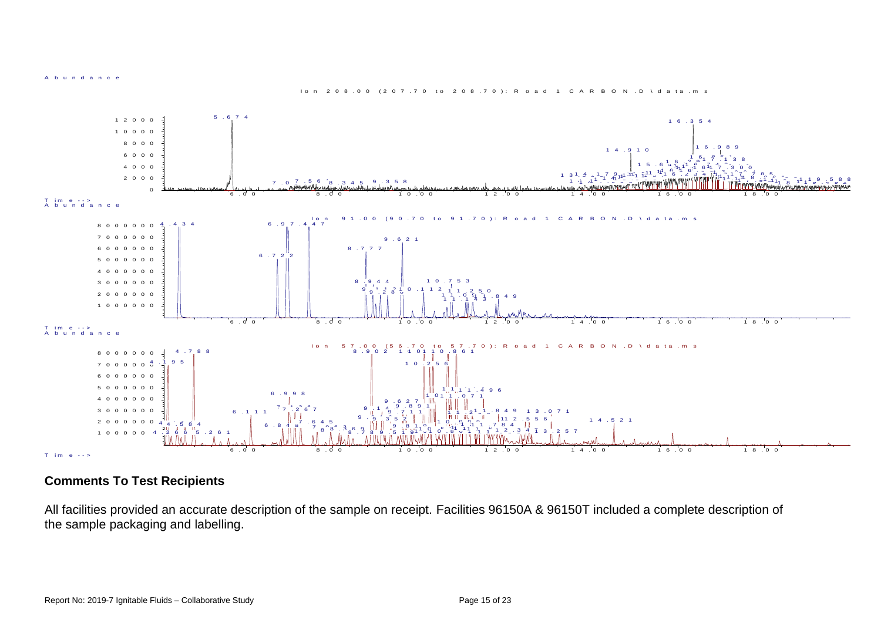Abundance

Ion 208.00 (207.70 to 208.70): Road 1 CARBON.D\data.ms

Time-->

Abundance

Ion 91.00 (90.70 to 91.70): Road 1 CARBON.D\data.ms

Time-->

Abundance

Ion 57.00 (56.70 to 57.70): Road 1 CARBON.D\data.ms

Time-->

## Comments To Test Recipients

All facilities provided an accurate description of the sample on receipt. Facilities 96150A & 96150T included a complete description of the sample packaging and labelling.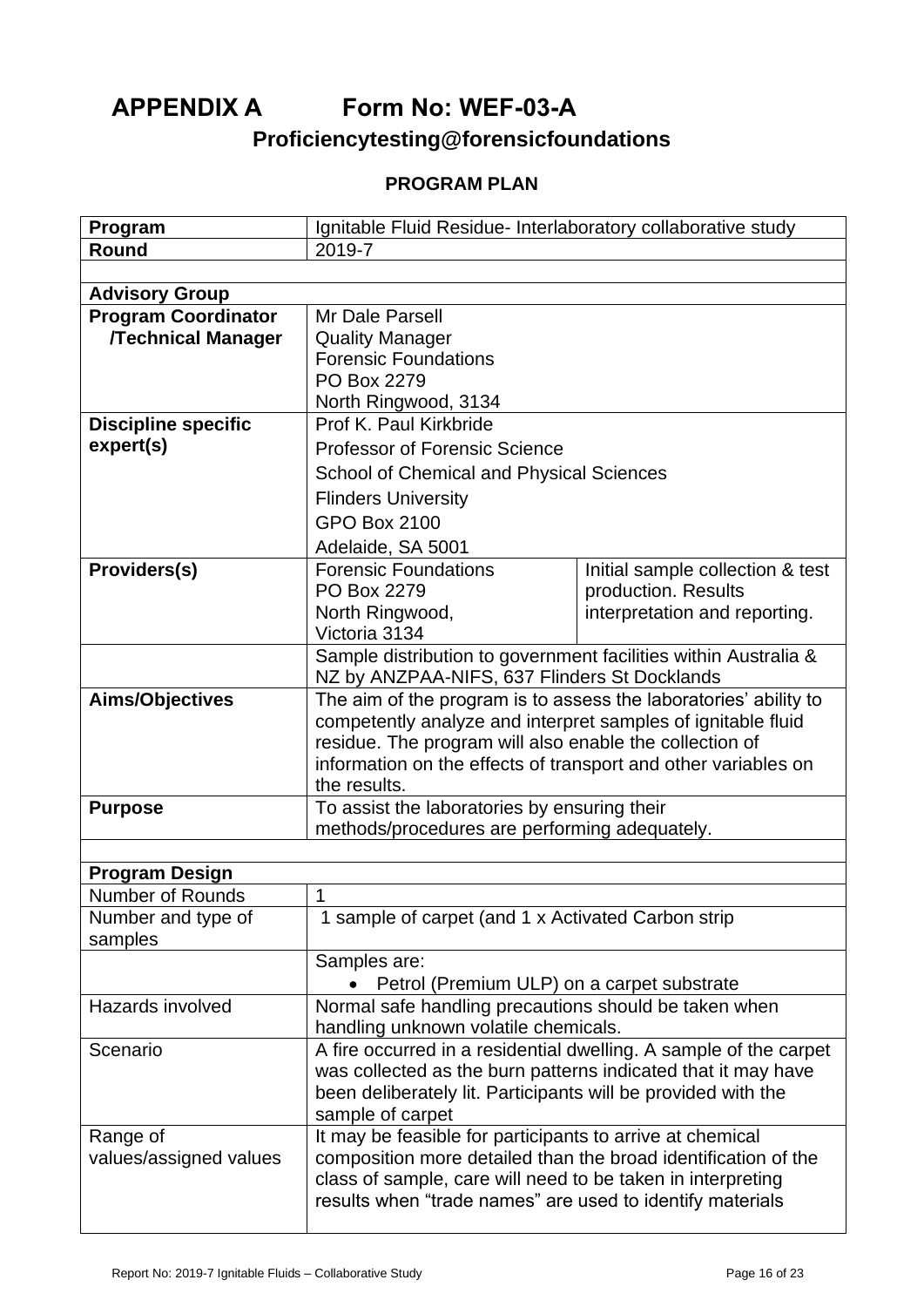# APPENDIX A Form No: WEF-03-A

## Proficiencytesting@forensicfoundations

### PROGRAM PLAN

| | | |
|---|---|---|
| **Program** | Ignitable Fluid Residue- Interlaboratory collaborative study | |
| **Round** | 2019-7 | |
| | | |
| **Advisory Group** | | |
| **Program Coordinator /Technical Manager** | Mr Dale Parsell<br>Quality Manager<br>Forensic Foundations<br>PO Box 2279<br>North Ringwood, 3134 | |
| **Discipline specific expert(s)** | Prof K. Paul Kirkbride<br>Professor of Forensic Science<br>School of Chemical and Physical Sciences<br>Flinders University<br>GPO Box 2100<br>Adelaide, SA 5001 | |
| **Providers(s)** | Forensic Foundations<br>PO Box 2279<br>North Ringwood,<br>Victoria 3134 | Initial sample collection & test production. Results interpretation and reporting. |
| | Sample distribution to government facilities within Australia & NZ by ANZPAA-NIFS, 637 Flinders St Docklands | |
| **Aims/Objectives** | The aim of the program is to assess the laboratories' ability to competently analyze and interpret samples of ignitable fluid residue. The program will also enable the collection of information on the effects of transport and other variables on the results. | |
| **Purpose** | To assist the laboratories by ensuring their methods/procedures are performing adequately. | |
| | | |
| **Program Design** | | |
| Number of Rounds | 1 | |
| Number and type of samples | 1 sample of carpet (and 1 x Activated Carbon strip | |
| | Samples are:<br>• Petrol (Premium ULP) on a carpet substrate | |
| Hazards involved | Normal safe handling precautions should be taken when handling unknown volatile chemicals. | |
| Scenario | A fire occurred in a residential dwelling. A sample of the carpet was collected as the burn patterns indicated that it may have been deliberately lit. Participants will be provided with the sample of carpet | |
| Range of values/assigned values | It may be feasible for participants to arrive at chemical composition more detailed than the broad identification of the class of sample, care will need to be taken in interpreting results when "trade names" are used to identify materials | |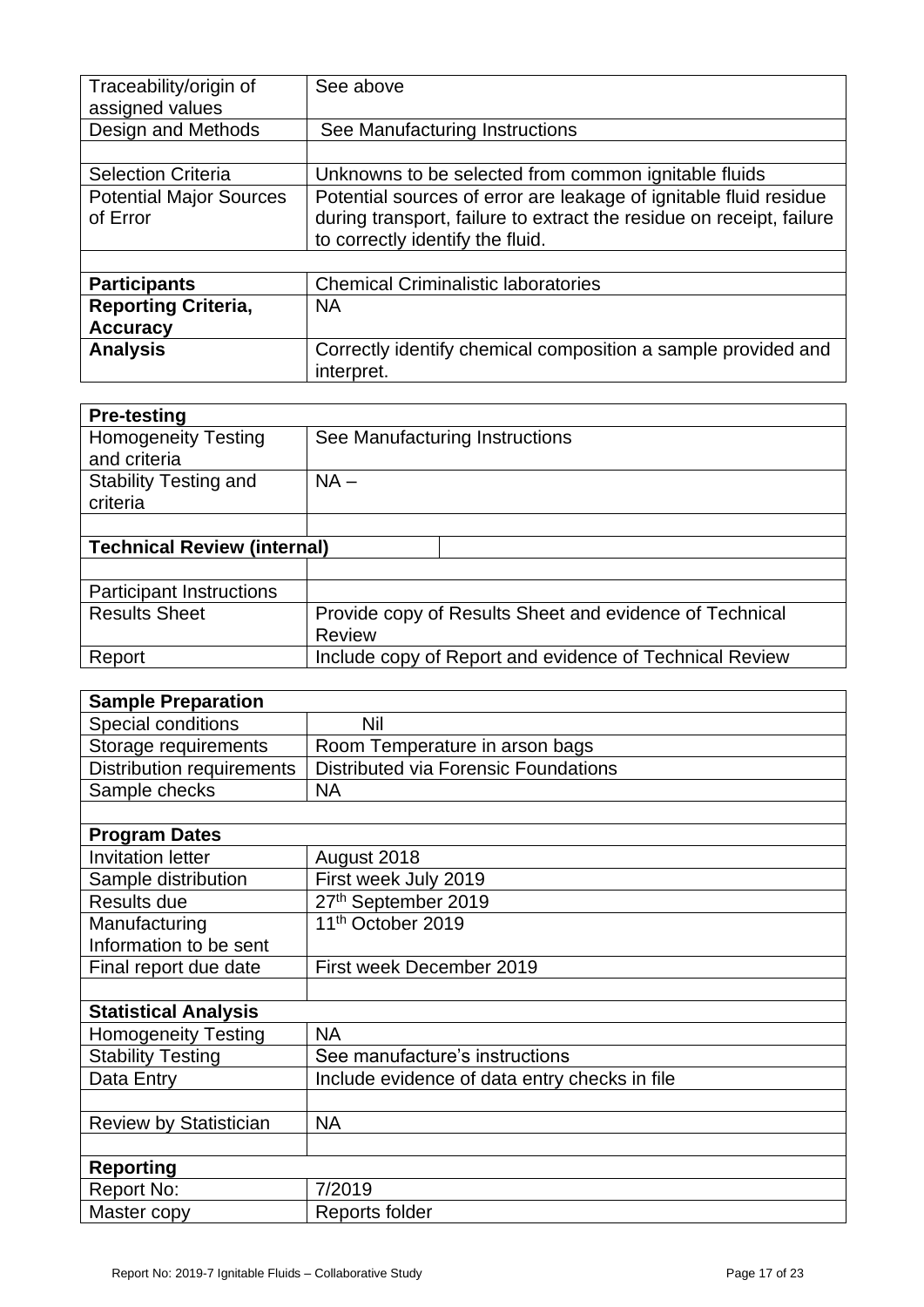| | |
|---|---|
| Traceability/origin of assigned values | See above |
| Design and Methods | See Manufacturing Instructions |
| | |
| Selection Criteria | Unknowns to be selected from common ignitable fluids |
| Potential Major Sources of Error | Potential sources of error are leakage of ignitable fluid residue during transport, failure to extract the residue on receipt, failure to correctly identify the fluid. |
| | |
| **Participants** | Chemical Criminalistic laboratories |
| **Reporting Criteria, Accuracy** | NA |
| **Analysis** | Correctly identify chemical composition a sample provided and interpret. |

| | |
|---|---|
| **Pre-testing** | |
| Homogeneity Testing and criteria | See Manufacturing Instructions |
| Stability Testing and criteria | NA – |
| | |
| **Technical Review (internal)** | |
| | |
| Participant Instructions | |
| Results Sheet | Provide copy of Results Sheet and evidence of Technical Review |
| Report | Include copy of Report and evidence of Technical Review |

| | |
|---|---|
| **Sample Preparation** | |
| Special conditions | Nil |
| Storage requirements | Room Temperature in arson bags |
| Distribution requirements | Distributed via Forensic Foundations |
| Sample checks | NA |
| | |
| **Program Dates** | |
| Invitation letter | August 2018 |
| Sample distribution | First week July 2019 |
| Results due | 27th September 2019 |
| Manufacturing Information to be sent | 11th October 2019 |
| Final report due date | First week December 2019 |
| | |
| **Statistical Analysis** | |
| Homogeneity Testing | NA |
| Stability Testing | See manufacture's instructions |
| Data Entry | Include evidence of data entry checks in file |
| | |
| Review by Statistician | NA |
| | |
| **Reporting** | |
| Report No: | 7/2019 |
| Master copy | Reports folder |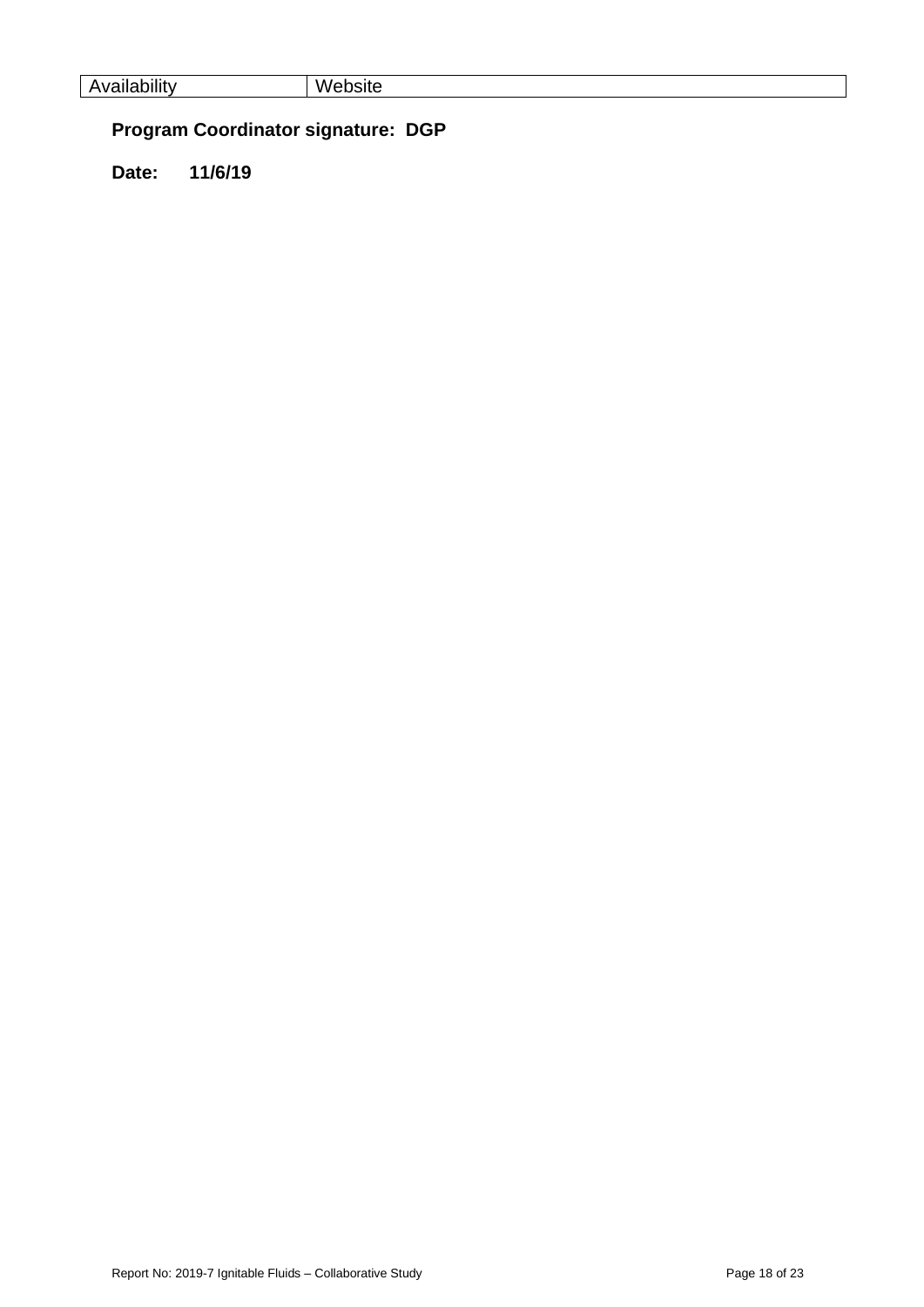| | |
|---|---|
| Availability | Website |

**Program Coordinator signature: DGP**

**Date: 11/6/19**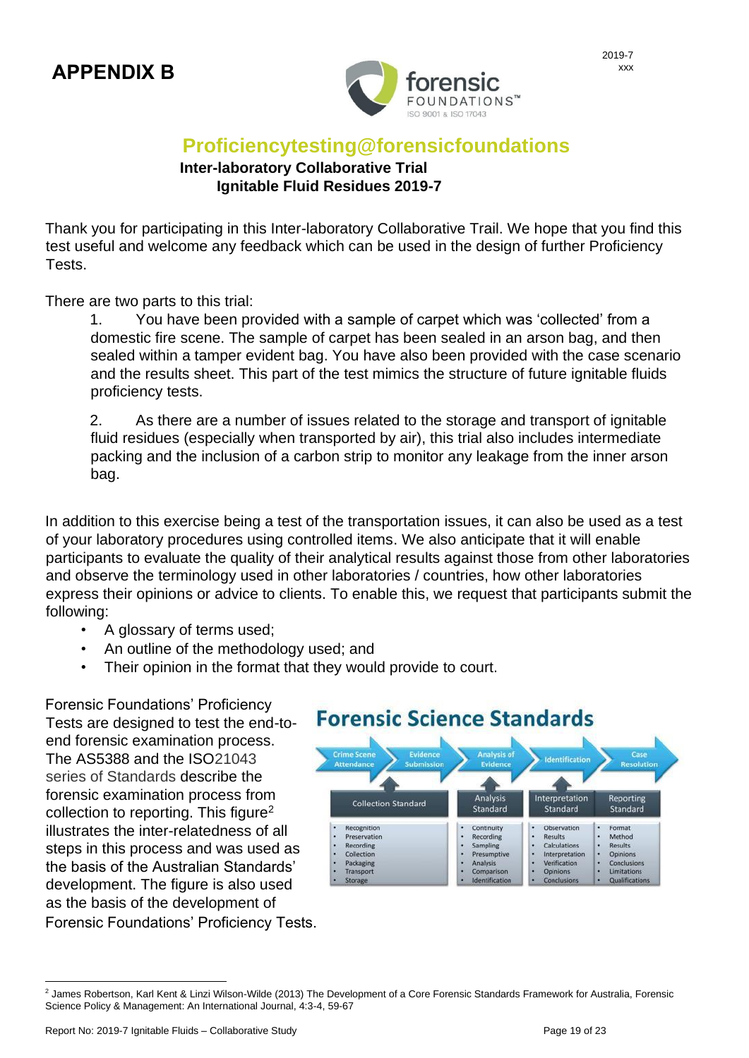# APPENDIX B

2019-7
xxx

## Proficiencytesting@forensicfoundations

**Inter-laboratory Collaborative Trial**
**Ignitable Fluid Residues 2019-7**

Thank you for participating in this Inter-laboratory Collaborative Trail. We hope that you find this test useful and welcome any feedback which can be used in the design of further Proficiency Tests.

There are two parts to this trial:

1. You have been provided with a sample of carpet which was 'collected' from a domestic fire scene. The sample of carpet has been sealed in an arson bag, and then sealed within a tamper evident bag. You have also been provided with the case scenario and the results sheet. This part of the test mimics the structure of future ignitable fluids proficiency tests.

2. As there are a number of issues related to the storage and transport of ignitable fluid residues (especially when transported by air), this trial also includes intermediate packing and the inclusion of a carbon strip to monitor any leakage from the inner arson bag.

In addition to this exercise being a test of the transportation issues, it can also be used as a test of your laboratory procedures using controlled items. We also anticipate that it will enable participants to evaluate the quality of their analytical results against those from other laboratories and observe the terminology used in other laboratories / countries, how other laboratories express their opinions or advice to clients. To enable this, we request that participants submit the following:

- A glossary of terms used;
- An outline of the methodology used; and
- Their opinion in the format that they would provide to court.

Forensic Foundations' Proficiency Tests are designed to test the end-to-end forensic examination process. The AS5388 and the ISO21043 series of Standards describe the forensic examination process from collection to reporting. This figure[2] illustrates the inter-relatedness of all steps in this process and was used as the basis of the Australian Standards' development. The figure is also used as the basis of the development of Forensic Foundations' Proficiency Tests.

**Forensic Science Standards**

Crime Scene Attendance
Evidence Submission
Analysis of Evidence
Identification
Case Resolution

Collection Standard
- Recognition
- Preservation
- Recording
- Collection
- Packaging
- Transport
- Storage

Analysis Standard
- Continuity
- Recording
- Sampling
- Presumptive
- Analysis
- Comparison
- Identification

Interpretation Standard
- Observation
- Results
- Calculations
- Interpretation
- Verification
- Opinions
- Conclusions

Reporting Standard
- Format
- Method
- Results
- Opinions
- Conclusions
- Limitations
- Qualifications

[2] James Robertson, Karl Kent & Linzi Wilson-Wilde (2013) The Development of a Core Forensic Standards Framework for Australia, Forensic Science Policy & Management: An International Journal, 4:3-4, 59-67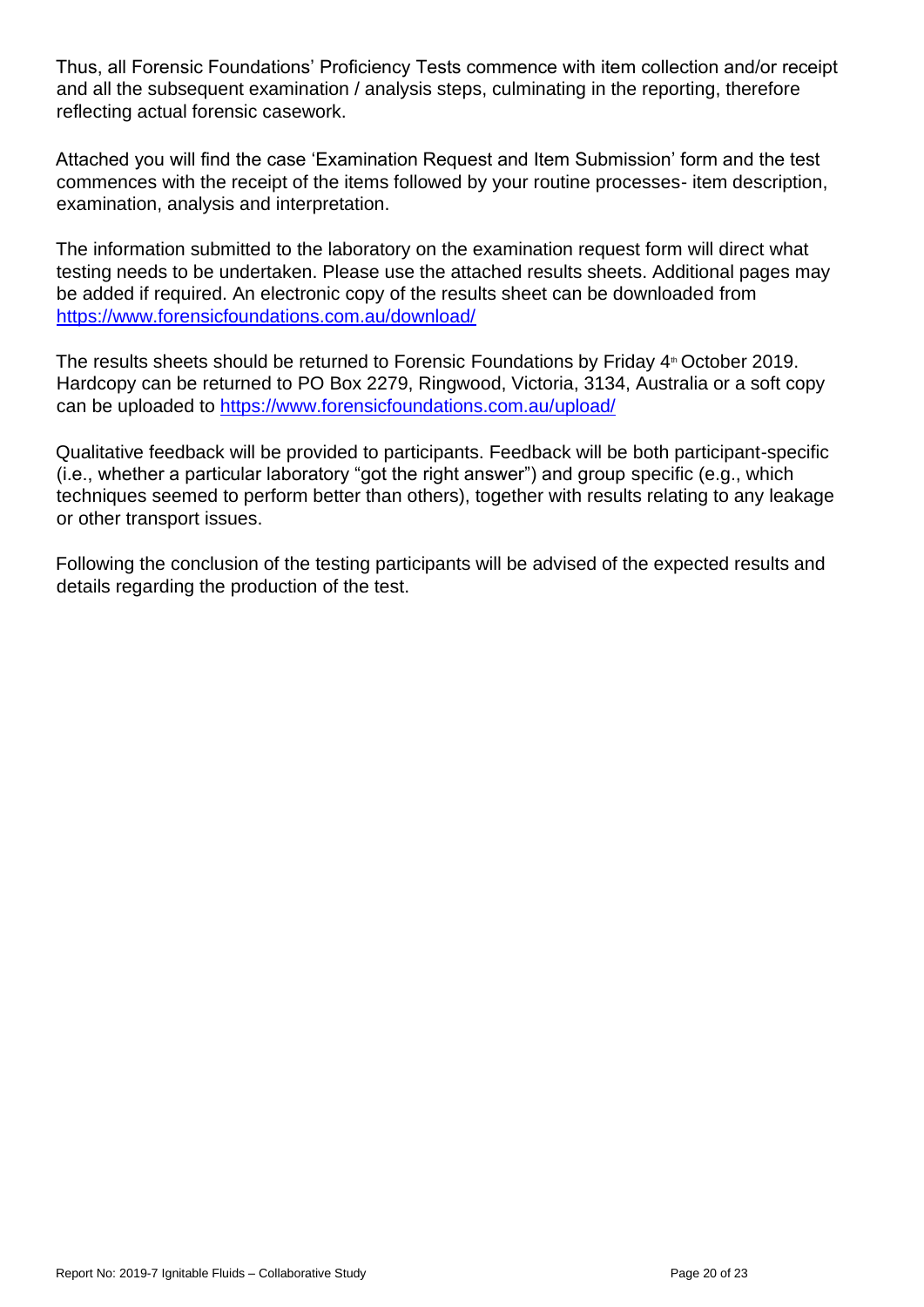Thus, all Forensic Foundations' Proficiency Tests commence with item collection and/or receipt and all the subsequent examination / analysis steps, culminating in the reporting, therefore reflecting actual forensic casework.

Attached you will find the case 'Examination Request and Item Submission' form and the test commences with the receipt of the items followed by your routine processes- item description, examination, analysis and interpretation.

The information submitted to the laboratory on the examination request form will direct what testing needs to be undertaken. Please use the attached results sheets. Additional pages may be added if required. An electronic copy of the results sheet can be downloaded from https://www.forensicfoundations.com.au/download/

The results sheets should be returned to Forensic Foundations by Friday 4th October 2019. Hardcopy can be returned to PO Box 2279, Ringwood, Victoria, 3134, Australia or a soft copy can be uploaded to https://www.forensicfoundations.com.au/upload/

Qualitative feedback will be provided to participants. Feedback will be both participant-specific (i.e., whether a particular laboratory "got the right answer") and group specific (e.g., which techniques seemed to perform better than others), together with results relating to any leakage or other transport issues.

Following the conclusion of the testing participants will be advised of the expected results and details regarding the production of the test.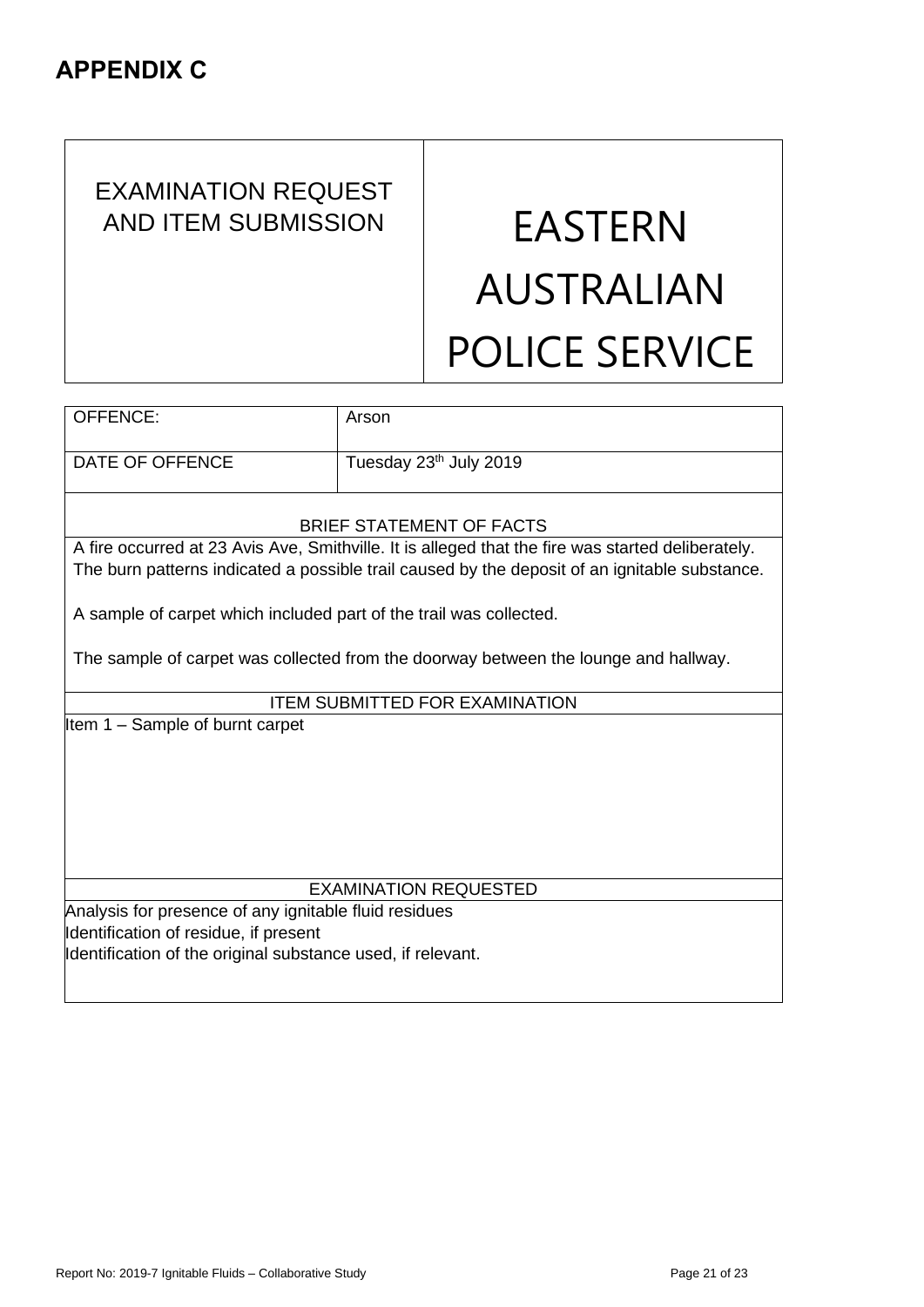# APPENDIX C

| EXAMINATION REQUEST AND ITEM SUBMISSION | EASTERN AUSTRALIAN POLICE SERVICE |
| --- | --- |

| OFFENCE: | Arson |
| --- | --- |
| DATE OF OFFENCE | Tuesday 23th July 2019 |

**BRIEF STATEMENT OF FACTS**

A fire occurred at 23 Avis Ave, Smithville. It is alleged that the fire was started deliberately. The burn patterns indicated a possible trail caused by the deposit of an ignitable substance.

A sample of carpet which included part of the trail was collected.

The sample of carpet was collected from the doorway between the lounge and hallway.

**ITEM SUBMITTED FOR EXAMINATION**

Item 1 – Sample of burnt carpet

**EXAMINATION REQUESTED**

Analysis for presence of any ignitable fluid residues
Identification of residue, if present
Identification of the original substance used, if relevant.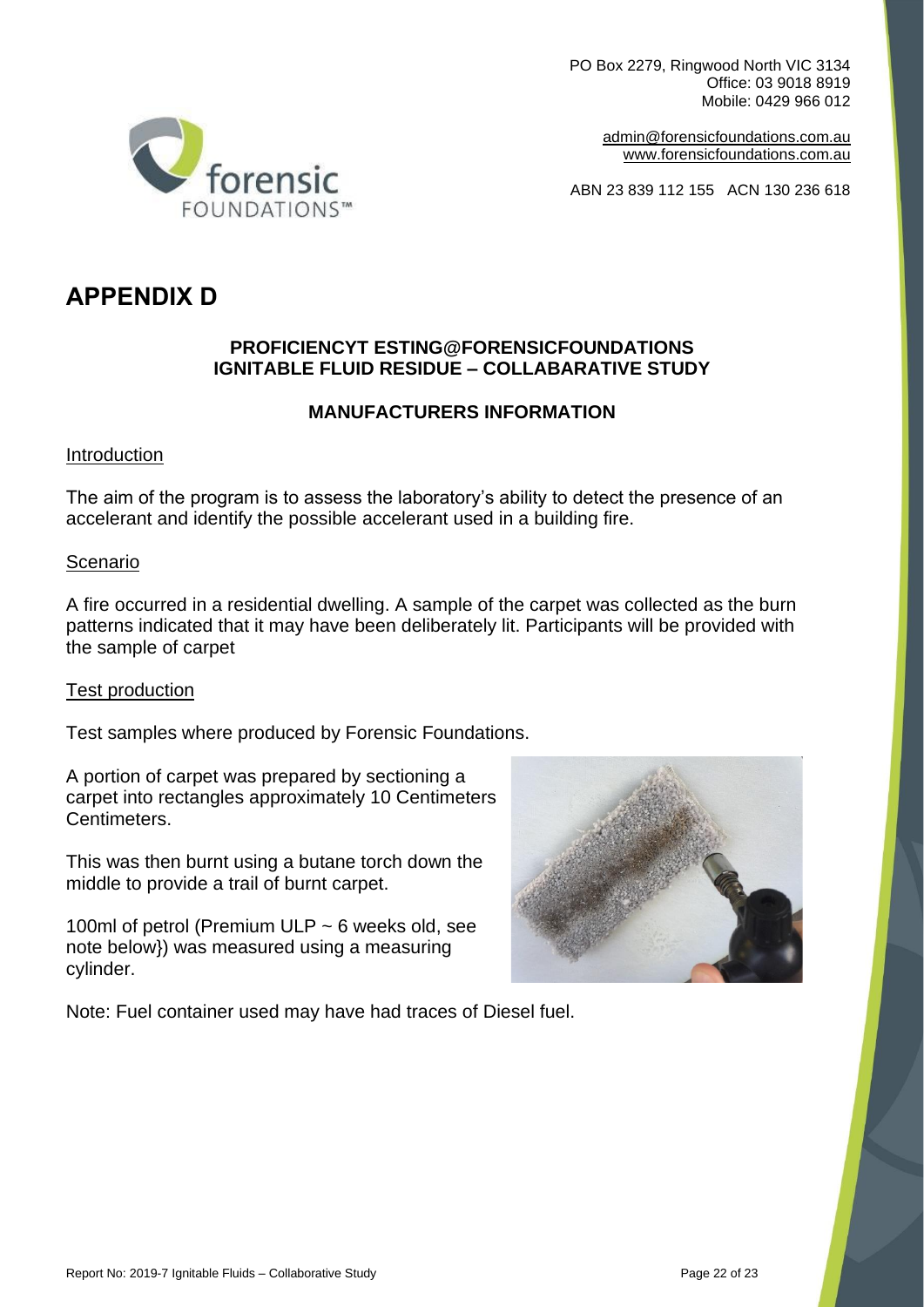PO Box 2279, Ringwood North VIC 3134
Office: 03 9018 8919
Mobile: 0429 966 012

admin@forensicfoundations.com.au
www.forensicfoundations.com.au

ABN 23 839 112 155 ACN 130 236 618

# APPENDIX D

### PROFICIENCYT ESTING@FORENSICFOUNDATIONS
### IGNITABLE FLUID RESIDUE – COLLABARATIVE STUDY

### MANUFACTURERS INFORMATION

Introduction

The aim of the program is to assess the laboratory's ability to detect the presence of an accelerant and identify the possible accelerant used in a building fire.

Scenario

A fire occurred in a residential dwelling. A sample of the carpet was collected as the burn patterns indicated that it may have been deliberately lit. Participants will be provided with the sample of carpet

Test production

Test samples where produced by Forensic Foundations.

A portion of carpet was prepared by sectioning a carpet into rectangles approximately 10 Centimeters Centimeters.

This was then burnt using a butane torch down the middle to provide a trail of burnt carpet.

100ml of petrol (Premium ULP ~ 6 weeks old, see note below}) was measured using a measuring cylinder.

Note: Fuel container used may have had traces of Diesel fuel.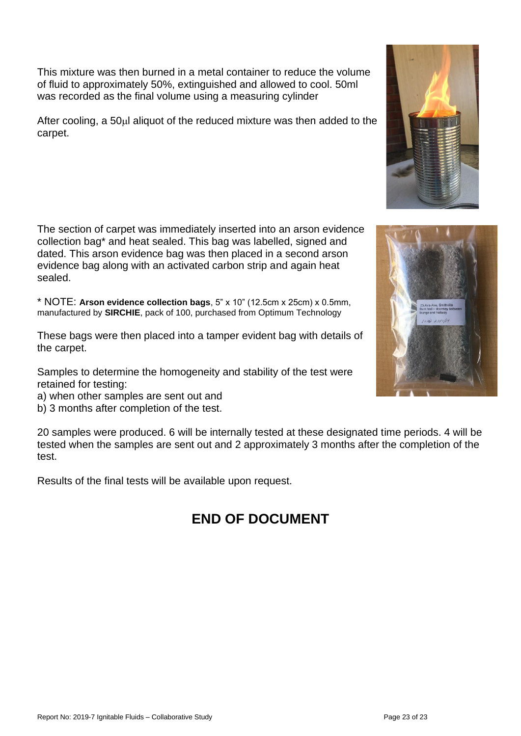This mixture was then burned in a metal container to reduce the volume of fluid to approximately 50%, extinguished and allowed to cool. 50ml was recorded as the final volume using a measuring cylinder

After cooling, a 50μl aliquot of the reduced mixture was then added to the carpet.

The section of carpet was immediately inserted into an arson evidence collection bag* and heat sealed. This bag was labelled, signed and dated. This arson evidence bag was then placed in a second arson evidence bag along with an activated carbon strip and again heat sealed.

* NOTE: **Arson evidence collection bags**, 5" x 10" (12.5cm x 25cm) x 0.5mm, manufactured by **SIRCHIE**, pack of 100, purchased from Optimum Technology

These bags were then placed into a tamper evident bag with details of the carpet.

Samples to determine the homogeneity and stability of the test were retained for testing:

a) when other samples are sent out and
b) 3 months after completion of the test.

20 samples were produced. 6 will be internally tested at these designated time periods. 4 will be tested when the samples are sent out and 2 approximately 3 months after the completion of the test.

Results of the final tests will be available upon request.

## END OF DOCUMENT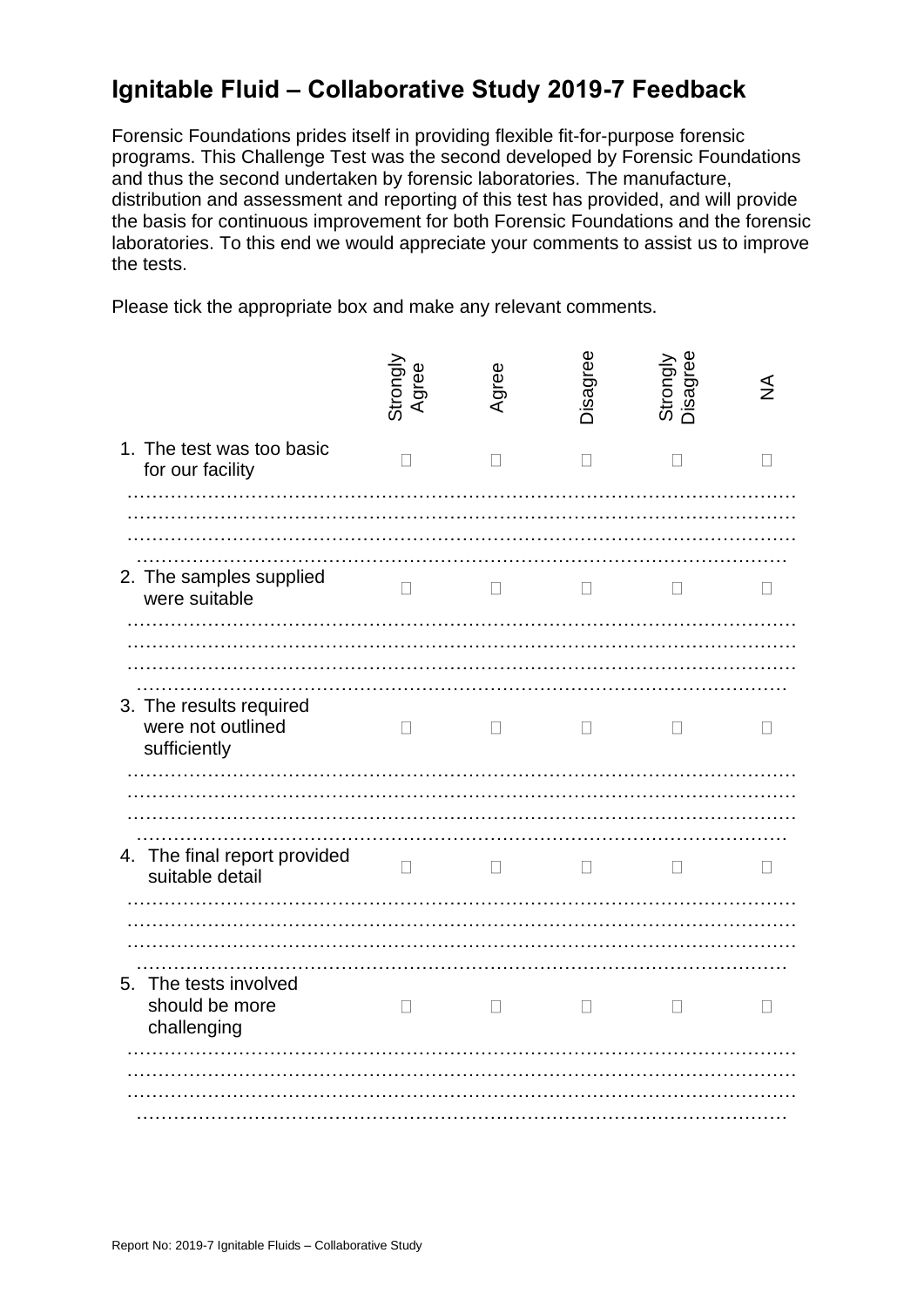# Ignitable Fluid – Collaborative Study 2019-7 Feedback

Forensic Foundations prides itself in providing flexible fit-for-purpose forensic programs. This Challenge Test was the second developed by Forensic Foundations and thus the second undertaken by forensic laboratories. The manufacture, distribution and assessment and reporting of this test has provided, and will provide the basis for continuous improvement for both Forensic Foundations and the forensic laboratories. To this end we would appreciate your comments to assist us to improve the tests.

Please tick the appropriate box and make any relevant comments.

| | Strongly Agree | Agree | Disagree | Strongly Disagree | NA |
|---|---|---|---|---|---|
| 1. The test was too basic for our facility | ☐ | ☐ | ☐ | ☐ | ☐ |

…………………………………………………………………………………………………
…………………………………………………………………………………………………
…………………………………………………………………………………………………
…………………………………………………………………………………………………

| | Strongly Agree | Agree | Disagree | Strongly Disagree | NA |
|---|---|---|---|---|---|
| 2. The samples supplied were suitable | ☐ | ☐ | ☐ | ☐ | ☐ |

…………………………………………………………………………………………………
…………………………………………………………………………………………………
…………………………………………………………………………………………………
…………………………………………………………………………………………………

| | Strongly Agree | Agree | Disagree | Strongly Disagree | NA |
|---|---|---|---|---|---|
| 3. The results required were not outlined sufficiently | ☐ | ☐ | ☐ | ☐ | ☐ |

…………………………………………………………………………………………………
…………………………………………………………………………………………………
…………………………………………………………………………………………………
…………………………………………………………………………………………………

| | Strongly Agree | Agree | Disagree | Strongly Disagree | NA |
|---|---|---|---|---|---|
| 4. The final report provided suitable detail | ☐ | ☐ | ☐ | ☐ | ☐ |

…………………………………………………………………………………………………
…………………………………………………………………………………………………
…………………………………………………………………………………………………
…………………………………………………………………………………………………

| | Strongly Agree | Agree | Disagree | Strongly Disagree | NA |
|---|---|---|---|---|---|
| 5. The tests involved should be more challenging | ☐ | ☐ | ☐ | ☐ | ☐ |

…………………………………………………………………………………………………
…………………………………………………………………………………………………
…………………………………………………………………………………………………
…………………………………………………………………………………………………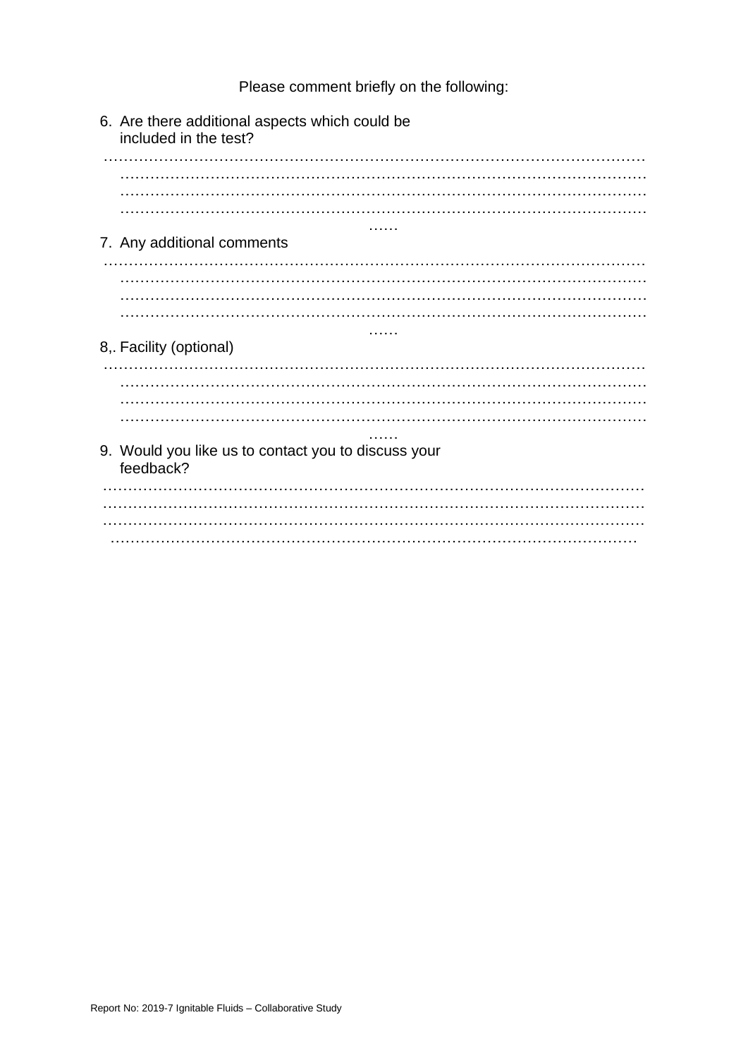Please comment briefly on the following:

6. Are there additional aspects which could be included in the test?

……………………………………………………………………………………………………………
……………………………………………………………………………………………………………
……………………………………………………………………………………………………………
……………………………………………………………………………………………………………
……

7. Any additional comments

……………………………………………………………………………………………………………
……………………………………………………………………………………………………………
……………………………………………………………………………………………………………
……………………………………………………………………………………………………………
……

8,. Facility (optional)

……………………………………………………………………………………………………………
……………………………………………………………………………………………………………
……………………………………………………………………………………………………………
……………………………………………………………………………………………………………
……

9. Would you like us to contact you to discuss your feedback?

……………………………………………………………………………………………………………
……………………………………………………………………………………………………………
……………………………………………………………………………………………………………
……………………………………………………………………………………………………………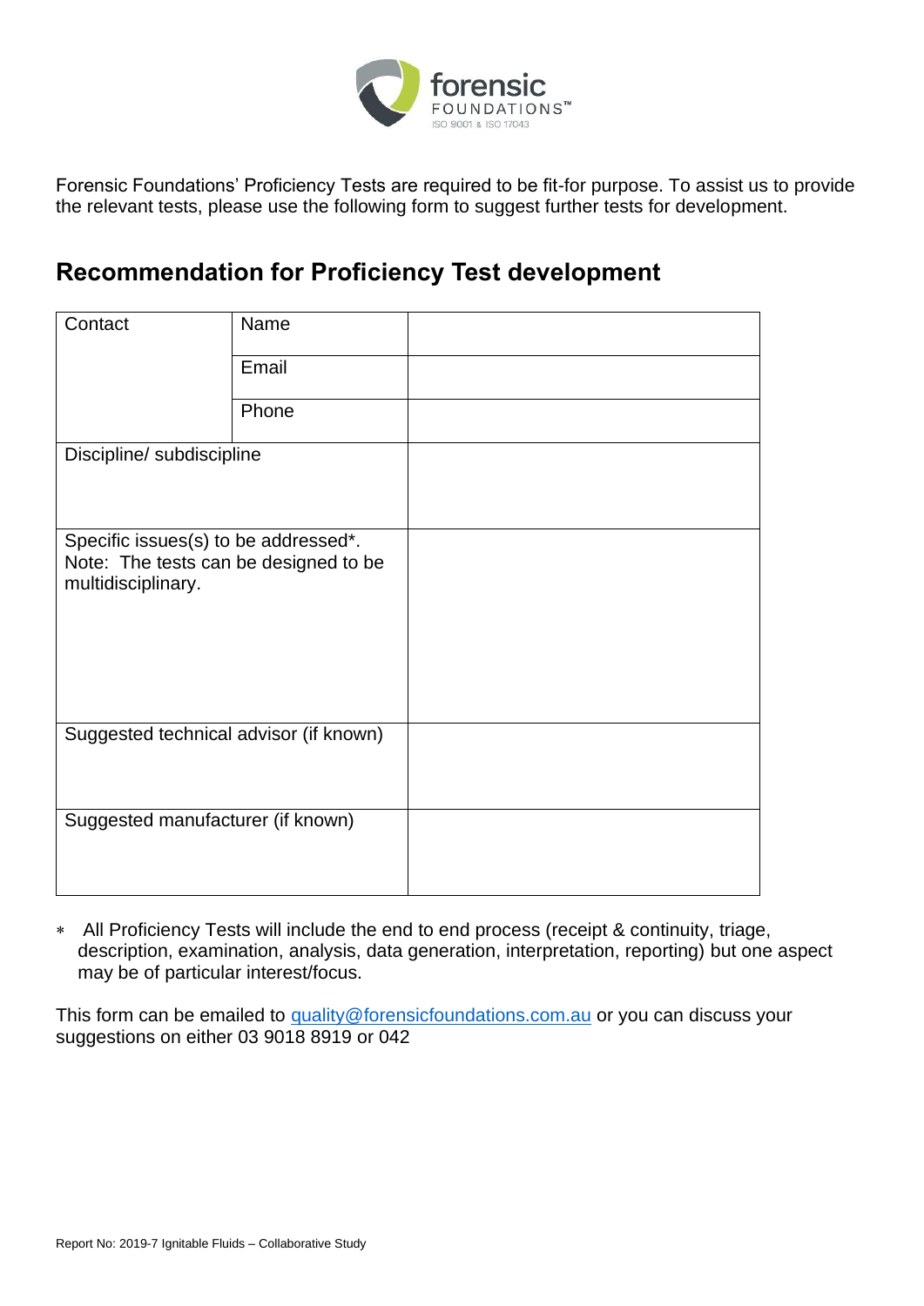forensic FOUNDATIONS™ ISO 9001 & ISO 17043

Forensic Foundations' Proficiency Tests are required to be fit-for purpose. To assist us to provide the relevant tests, please use the following form to suggest further tests for development.

## Recommendation for Proficiency Test development

| | | |
|---|---|---|
| Contact | Name | |
| | Email | |
| | Phone | |
| Discipline/ subdiscipline | | |
| Specific issues(s) to be addressed*. Note: The tests can be designed to be multidisciplinary. | | |
| Suggested technical advisor (if known) | | |
| Suggested manufacturer (if known) | | |

\* All Proficiency Tests will include the end to end process (receipt & continuity, triage, description, examination, analysis, data generation, interpretation, reporting) but one aspect may be of particular interest/focus.

This form can be emailed to quality@forensicfoundations.com.au or you can discuss your suggestions on either 03 9018 8919 or 042